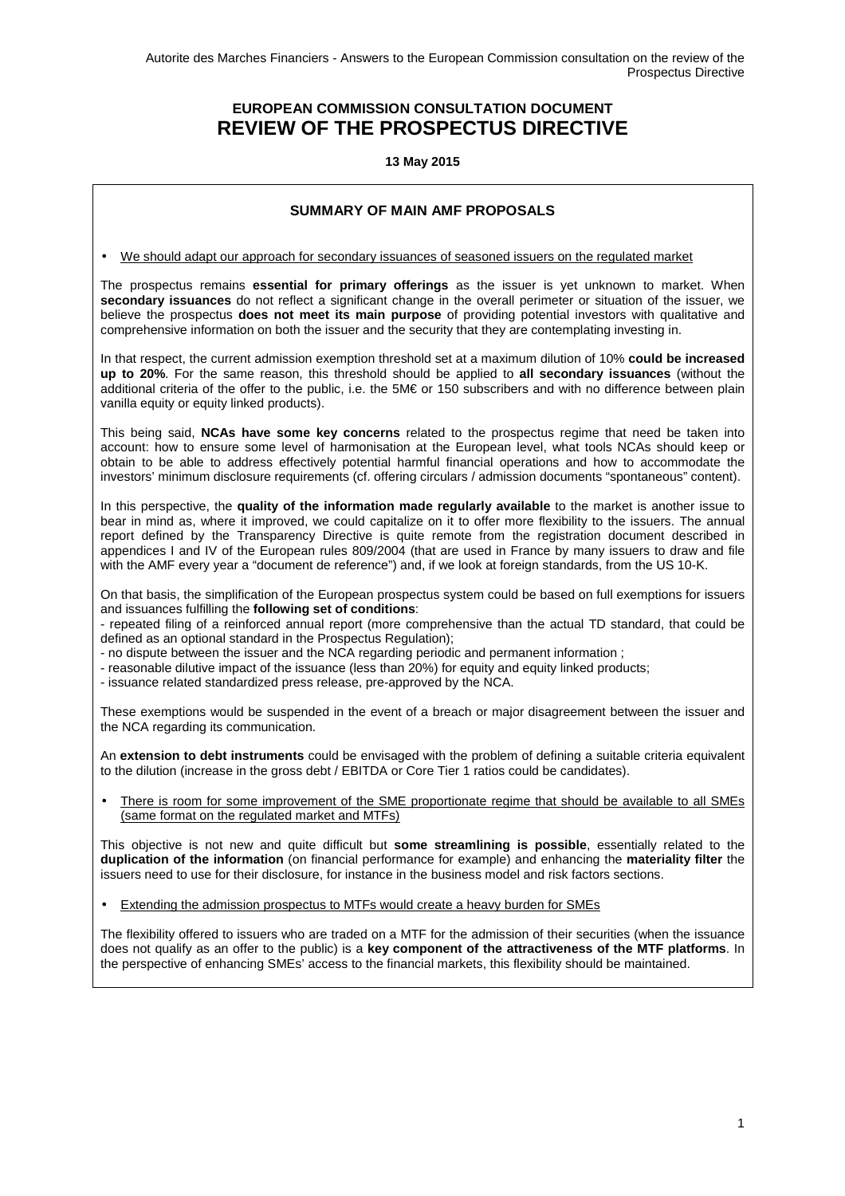# EUROPEAN COMMISSION CONSULTATION DOCUMENT
# REVIEW OF THE PROSPECTUS DIRECTIVE

**13 May 2015**

## SUMMARY OF MAIN AMF PROPOSALS

- We should adapt our approach for secondary issuances of seasoned issuers on the regulated market

The prospectus remains **essential for primary offerings** as the issuer is yet unknown to market. When **secondary issuances** do not reflect a significant change in the overall perimeter or situation of the issuer, we believe the prospectus **does not meet its main purpose** of providing potential investors with qualitative and comprehensive information on both the issuer and the security that they are contemplating investing in.

In that respect, the current admission exemption threshold set at a maximum dilution of 10% **could be increased up to 20%**. For the same reason, this threshold should be applied to **all secondary issuances** (without the additional criteria of the offer to the public, i.e. the 5M€ or 150 subscribers and with no difference between plain vanilla equity or equity linked products).

This being said, **NCAs have some key concerns** related to the prospectus regime that need be taken into account: how to ensure some level of harmonisation at the European level, what tools NCAs should keep or obtain to be able to address effectively potential harmful financial operations and how to accommodate the investors' minimum disclosure requirements (cf. offering circulars / admission documents "spontaneous" content).

In this perspective, the **quality of the information made regularly available** to the market is another issue to bear in mind as, where it improved, we could capitalize on it to offer more flexibility to the issuers. The annual report defined by the Transparency Directive is quite remote from the registration document described in appendices I and IV of the European rules 809/2004 (that are used in France by many issuers to draw and file with the AMF every year a "document de reference") and, if we look at foreign standards, from the US 10-K.

On that basis, the simplification of the European prospectus system could be based on full exemptions for issuers and issuances fulfilling the **following set of conditions**:
- repeated filing of a reinforced annual report (more comprehensive than the actual TD standard, that could be defined as an optional standard in the Prospectus Regulation);
- no dispute between the issuer and the NCA regarding periodic and permanent information ;
- reasonable dilutive impact of the issuance (less than 20%) for equity and equity linked products;
- issuance related standardized press release, pre-approved by the NCA.

These exemptions would be suspended in the event of a breach or major disagreement between the issuer and the NCA regarding its communication.

An **extension to debt instruments** could be envisaged with the problem of defining a suitable criteria equivalent to the dilution (increase in the gross debt / EBITDA or Core Tier 1 ratios could be candidates).

- There is room for some improvement of the SME proportionate regime that should be available to all SMEs (same format on the regulated market and MTFs)

This objective is not new and quite difficult but **some streamlining is possible**, essentially related to the **duplication of the information** (on financial performance for example) and enhancing the **materiality filter** the issuers need to use for their disclosure, for instance in the business model and risk factors sections.

- Extending the admission prospectus to MTFs would create a heavy burden for SMEs

The flexibility offered to issuers who are traded on a MTF for the admission of their securities (when the issuance does not qualify as an offer to the public) is a **key component of the attractiveness of the MTF platforms**. In the perspective of enhancing SMEs' access to the financial markets, this flexibility should be maintained.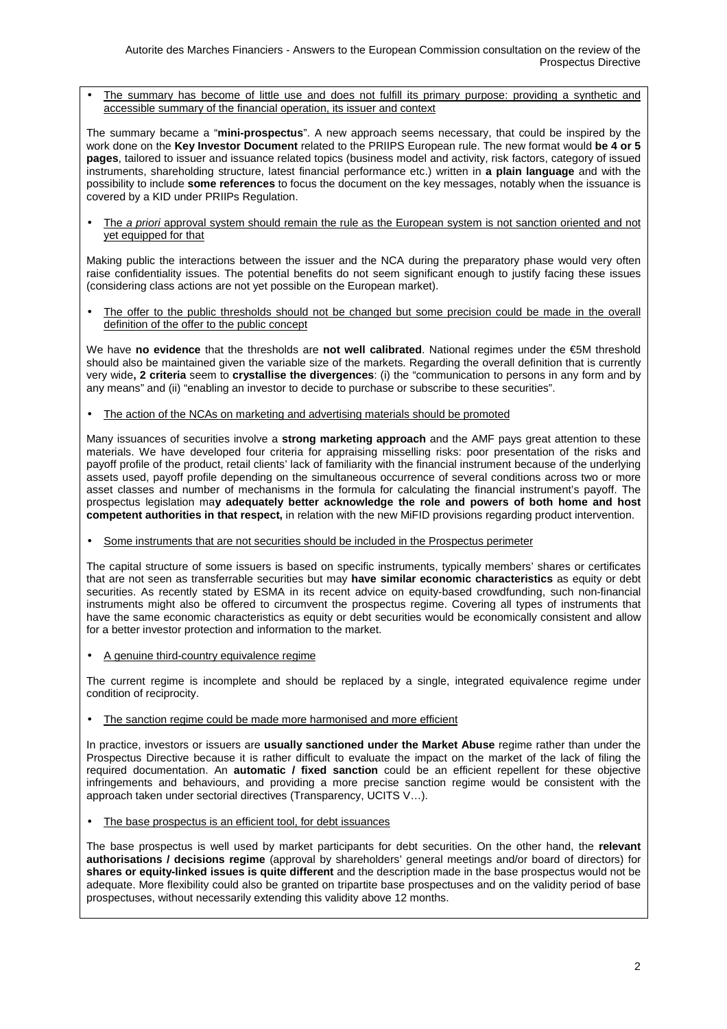- <u>The summary has become of little use and does not fulfill its primary purpose: providing a synthetic and accessible summary of the financial operation, its issuer and context</u>

The summary became a "**mini-prospectus**". A new approach seems necessary, that could be inspired by the work done on the **Key Investor Document** related to the PRIIPS European rule. The new format would **be 4 or 5 pages**, tailored to issuer and issuance related topics (business model and activity, risk factors, category of issued instruments, shareholding structure, latest financial performance etc.) written in **a plain language** and with the possibility to include **some references** to focus the document on the key messages, notably when the issuance is covered by a KID under PRIIPs Regulation.

- <u>The *a priori* approval system should remain the rule as the European system is not sanction oriented and not yet equipped for that</u>

Making public the interactions between the issuer and the NCA during the preparatory phase would very often raise confidentiality issues. The potential benefits do not seem significant enough to justify facing these issues (considering class actions are not yet possible on the European market).

- <u>The offer to the public thresholds should not be changed but some precision could be made in the overall definition of the offer to the public concept</u>

We have **no evidence** that the thresholds are **not well calibrated**. National regimes under the €5M threshold should also be maintained given the variable size of the markets. Regarding the overall definition that is currently very wide**, 2 criteria** seem to **crystallise the divergences**: (i) the "communication to persons in any form and by any means" and (ii) "enabling an investor to decide to purchase or subscribe to these securities".

- <u>The action of the NCAs on marketing and advertising materials should be promoted</u>

Many issuances of securities involve a **strong marketing approach** and the AMF pays great attention to these materials. We have developed four criteria for appraising misselling risks: poor presentation of the risks and payoff profile of the product, retail clients' lack of familiarity with the financial instrument because of the underlying assets used, payoff profile depending on the simultaneous occurrence of several conditions across two or more asset classes and number of mechanisms in the formula for calculating the financial instrument's payoff. The prospectus legislation ma**y adequately better acknowledge the role and powers of both home and host competent authorities in that respect,** in relation with the new MiFID provisions regarding product intervention.

- <u>Some instruments that are not securities should be included in the Prospectus perimeter</u>

The capital structure of some issuers is based on specific instruments, typically members' shares or certificates that are not seen as transferrable securities but may **have similar economic characteristics** as equity or debt securities. As recently stated by ESMA in its recent advice on equity-based crowdfunding, such non-financial instruments might also be offered to circumvent the prospectus regime. Covering all types of instruments that have the same economic characteristics as equity or debt securities would be economically consistent and allow for a better investor protection and information to the market.

- <u>A genuine third-country equivalence regime</u>

The current regime is incomplete and should be replaced by a single, integrated equivalence regime under condition of reciprocity.

- <u>The sanction regime could be made more harmonised and more efficient</u>

In practice, investors or issuers are **usually sanctioned under the Market Abuse** regime rather than under the Prospectus Directive because it is rather difficult to evaluate the impact on the market of the lack of filing the required documentation. An **automatic / fixed sanction** could be an efficient repellent for these objective infringements and behaviours, and providing a more precise sanction regime would be consistent with the approach taken under sectorial directives (Transparency, UCITS V…).

- <u>The base prospectus is an efficient tool, for debt issuances</u>

The base prospectus is well used by market participants for debt securities. On the other hand, the **relevant authorisations / decisions regime** (approval by shareholders' general meetings and/or board of directors) for **shares or equity-linked issues is quite different** and the description made in the base prospectus would not be adequate. More flexibility could also be granted on tripartite base prospectuses and on the validity period of base prospectuses, without necessarily extending this validity above 12 months.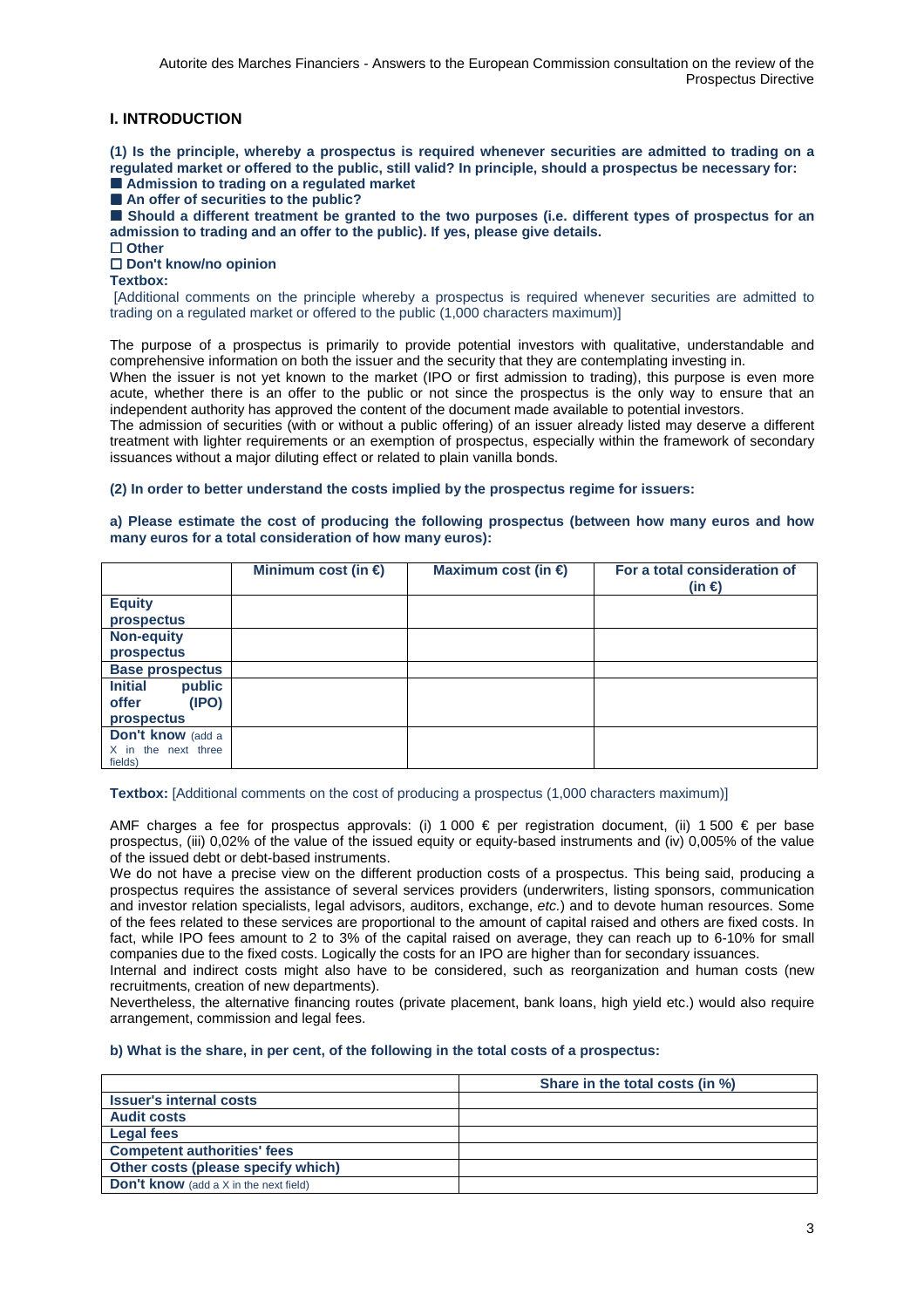## I. INTRODUCTION

**(1) Is the principle, whereby a prospectus is required whenever securities are admitted to trading on a regulated market or offered to the public, still valid? In principle, should a prospectus be necessary for:**

■ **Admission to trading on a regulated market**

■ **An offer of securities to the public?**

■ **Should a different treatment be granted to the two purposes (i.e. different types of prospectus for an admission to trading and an offer to the public). If yes, please give details.**

☐ **Other**

☐ **Don't know/no opinion**

**Textbox:**

[Additional comments on the principle whereby a prospectus is required whenever securities are admitted to trading on a regulated market or offered to the public (1,000 characters maximum)]

The purpose of a prospectus is primarily to provide potential investors with qualitative, understandable and comprehensive information on both the issuer and the security that they are contemplating investing in.

When the issuer is not yet known to the market (IPO or first admission to trading), this purpose is even more acute, whether there is an offer to the public or not since the prospectus is the only way to ensure that an independent authority has approved the content of the document made available to potential investors.

The admission of securities (with or without a public offering) of an issuer already listed may deserve a different treatment with lighter requirements or an exemption of prospectus, especially within the framework of secondary issuances without a major diluting effect or related to plain vanilla bonds.

**(2) In order to better understand the costs implied by the prospectus regime for issuers:**

**a) Please estimate the cost of producing the following prospectus (between how many euros and how many euros for a total consideration of how many euros):**

| | Minimum cost (in €) | Maximum cost (in €) | For a total consideration of (in €) |
|---|---|---|---|
| **Equity prospectus** | | | |
| **Non-equity prospectus** | | | |
| **Base prospectus** | | | |
| **Initial public offer (IPO) prospectus** | | | |
| **Don't know** (add a X in the next three fields) | | | |

**Textbox:** [Additional comments on the cost of producing a prospectus (1,000 characters maximum)]

AMF charges a fee for prospectus approvals: (i) 1 000 € per registration document, (ii) 1 500 € per base prospectus, (iii) 0,02% of the value of the issued equity or equity-based instruments and (iv) 0,005% of the value of the issued debt or debt-based instruments.

We do not have a precise view on the different production costs of a prospectus. This being said, producing a prospectus requires the assistance of several services providers (underwriters, listing sponsors, communication and investor relation specialists, legal advisors, auditors, exchange, *etc.*) and to devote human resources. Some of the fees related to these services are proportional to the amount of capital raised and others are fixed costs. In fact, while IPO fees amount to 2 to 3% of the capital raised on average, they can reach up to 6-10% for small companies due to the fixed costs. Logically the costs for an IPO are higher than for secondary issuances.

Internal and indirect costs might also have to be considered, such as reorganization and human costs (new recruitments, creation of new departments).

Nevertheless, the alternative financing routes (private placement, bank loans, high yield etc.) would also require arrangement, commission and legal fees.

**b) What is the share, in per cent, of the following in the total costs of a prospectus:**

| | Share in the total costs (in %) |
|---|---|
| **Issuer's internal costs** | |
| **Audit costs** | |
| **Legal fees** | |
| **Competent authorities' fees** | |
| **Other costs (please specify which)** | |
| **Don't know** (add a X in the next field) | |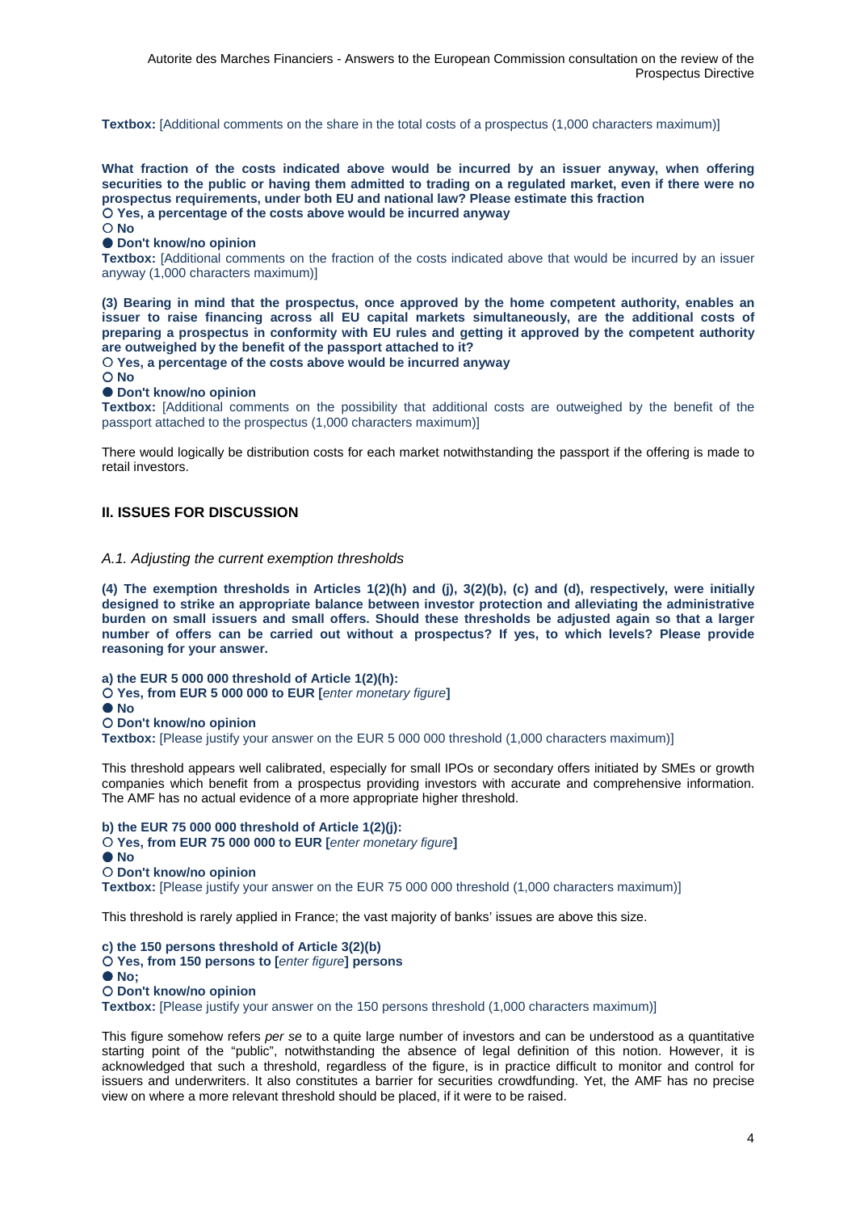**Textbox:** [Additional comments on the share in the total costs of a prospectus (1,000 characters maximum)]

**What fraction of the costs indicated above would be incurred by an issuer anyway, when offering securities to the public or having them admitted to trading on a regulated market, even if there were no prospectus requirements, under both EU and national law? Please estimate this fraction**

○ **Yes, a percentage of the costs above would be incurred anyway**

○ **No**

● **Don't know/no opinion**

**Textbox:** [Additional comments on the fraction of the costs indicated above that would be incurred by an issuer anyway (1,000 characters maximum)]

**(3) Bearing in mind that the prospectus, once approved by the home competent authority, enables an issuer to raise financing across all EU capital markets simultaneously, are the additional costs of preparing a prospectus in conformity with EU rules and getting it approved by the competent authority are outweighed by the benefit of the passport attached to it?**

○ **Yes, a percentage of the costs above would be incurred anyway**

○ **No**

● **Don't know/no opinion**

**Textbox:** [Additional comments on the possibility that additional costs are outweighed by the benefit of the passport attached to the prospectus (1,000 characters maximum)]

There would logically be distribution costs for each market notwithstanding the passport if the offering is made to retail investors.

## II. ISSUES FOR DISCUSSION

### *A.1. Adjusting the current exemption thresholds*

**(4) The exemption thresholds in Articles 1(2)(h) and (j), 3(2)(b), (c) and (d), respectively, were initially designed to strike an appropriate balance between investor protection and alleviating the administrative burden on small issuers and small offers. Should these thresholds be adjusted again so that a larger number of offers can be carried out without a prospectus? If yes, to which levels? Please provide reasoning for your answer.**

**a) the EUR 5 000 000 threshold of Article 1(2)(h):**

○ **Yes, from EUR 5 000 000 to EUR [***enter monetary figure***]**

● **No**

○ **Don't know/no opinion**

**Textbox:** [Please justify your answer on the EUR 5 000 000 threshold (1,000 characters maximum)]

This threshold appears well calibrated, especially for small IPOs or secondary offers initiated by SMEs or growth companies which benefit from a prospectus providing investors with accurate and comprehensive information. The AMF has no actual evidence of a more appropriate higher threshold.

**b) the EUR 75 000 000 threshold of Article 1(2)(j):**

○ **Yes, from EUR 75 000 000 to EUR [***enter monetary figure***]**

● **No**

○ **Don't know/no opinion**

**Textbox:** [Please justify your answer on the EUR 75 000 000 threshold (1,000 characters maximum)]

This threshold is rarely applied in France; the vast majority of banks' issues are above this size.

**c) the 150 persons threshold of Article 3(2)(b)**

○ **Yes, from 150 persons to [***enter figure***] persons**

● **No;**

○ **Don't know/no opinion**

**Textbox:** [Please justify your answer on the 150 persons threshold (1,000 characters maximum)]

This figure somehow refers *per se* to a quite large number of investors and can be understood as a quantitative starting point of the "public", notwithstanding the absence of legal definition of this notion. However, it is acknowledged that such a threshold, regardless of the figure, is in practice difficult to monitor and control for issuers and underwriters. It also constitutes a barrier for securities crowdfunding. Yet, the AMF has no precise view on where a more relevant threshold should be placed, if it were to be raised.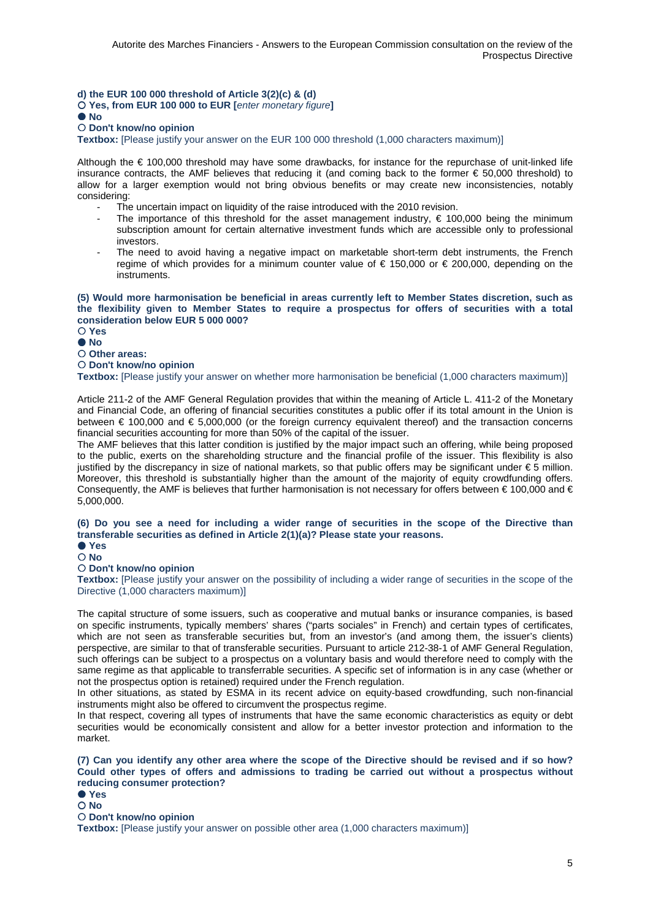**d) the EUR 100 000 threshold of Article 3(2)(c) & (d)**

○ **Yes, from EUR 100 000 to EUR [***enter monetary figure***]**

● **No**

○ **Don't know/no opinion**

**Textbox:** [Please justify your answer on the EUR 100 000 threshold (1,000 characters maximum)]

Although the € 100,000 threshold may have some drawbacks, for instance for the repurchase of unit-linked life insurance contracts, the AMF believes that reducing it (and coming back to the former € 50,000 threshold) to allow for a larger exemption would not bring obvious benefits or may create new inconsistencies, notably considering:

- The uncertain impact on liquidity of the raise introduced with the 2010 revision.
- The importance of this threshold for the asset management industry, € 100,000 being the minimum subscription amount for certain alternative investment funds which are accessible only to professional investors.
- The need to avoid having a negative impact on marketable short-term debt instruments, the French regime of which provides for a minimum counter value of € 150,000 or € 200,000, depending on the instruments.

**(5) Would more harmonisation be beneficial in areas currently left to Member States discretion, such as the flexibility given to Member States to require a prospectus for offers of securities with a total consideration below EUR 5 000 000?**

○ **Yes**

● **No**

○ **Other areas:**

○ **Don't know/no opinion**

**Textbox:** [Please justify your answer on whether more harmonisation be beneficial (1,000 characters maximum)]

Article 211-2 of the AMF General Regulation provides that within the meaning of Article L. 411-2 of the Monetary and Financial Code, an offering of financial securities constitutes a public offer if its total amount in the Union is between € 100,000 and € 5,000,000 (or the foreign currency equivalent thereof) and the transaction concerns financial securities accounting for more than 50% of the capital of the issuer.

The AMF believes that this latter condition is justified by the major impact such an offering, while being proposed to the public, exerts on the shareholding structure and the financial profile of the issuer. This flexibility is also justified by the discrepancy in size of national markets, so that public offers may be significant under € 5 million. Moreover, this threshold is substantially higher than the amount of the majority of equity crowdfunding offers. Consequently, the AMF is believes that further harmonisation is not necessary for offers between € 100,000 and € 5,000,000.

**(6) Do you see a need for including a wider range of securities in the scope of the Directive than transferable securities as defined in Article 2(1)(a)? Please state your reasons.**

● **Yes**

○ **No**

○ **Don't know/no opinion**

**Textbox:** [Please justify your answer on the possibility of including a wider range of securities in the scope of the Directive (1,000 characters maximum)]

The capital structure of some issuers, such as cooperative and mutual banks or insurance companies, is based on specific instruments, typically members' shares ("parts sociales" in French) and certain types of certificates, which are not seen as transferable securities but, from an investor's (and among them, the issuer's clients) perspective, are similar to that of transferable securities. Pursuant to article 212-38-1 of AMF General Regulation, such offerings can be subject to a prospectus on a voluntary basis and would therefore need to comply with the same regime as that applicable to transferrable securities. A specific set of information is in any case (whether or not the prospectus option is retained) required under the French regulation.

In other situations, as stated by ESMA in its recent advice on equity-based crowdfunding, such non-financial instruments might also be offered to circumvent the prospectus regime.

In that respect, covering all types of instruments that have the same economic characteristics as equity or debt securities would be economically consistent and allow for a better investor protection and information to the market.

**(7) Can you identify any other area where the scope of the Directive should be revised and if so how? Could other types of offers and admissions to trading be carried out without a prospectus without reducing consumer protection?**

● **Yes**

○ **No**

○ **Don't know/no opinion**

**Textbox:** [Please justify your answer on possible other area (1,000 characters maximum)]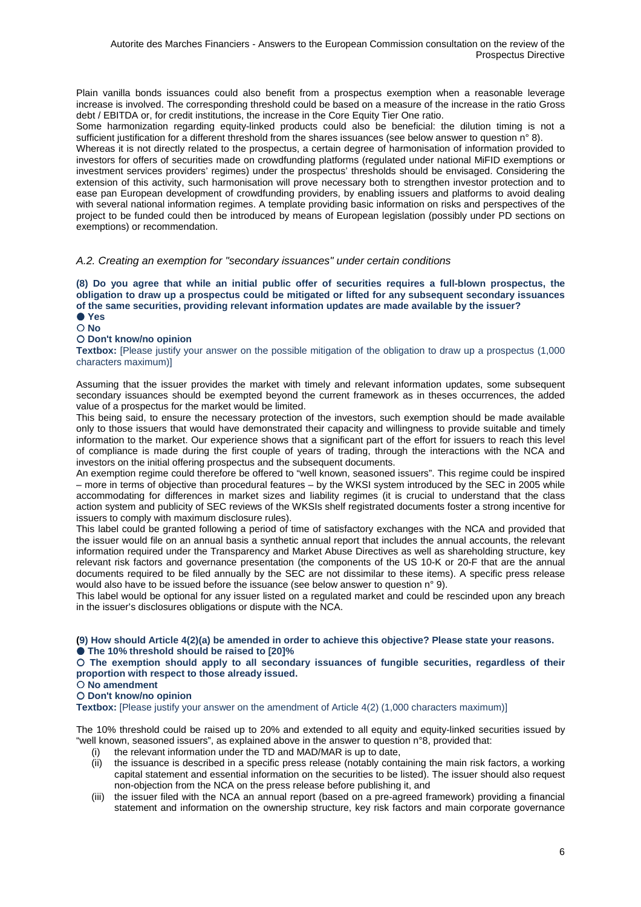Plain vanilla bonds issuances could also benefit from a prospectus exemption when a reasonable leverage increase is involved. The corresponding threshold could be based on a measure of the increase in the ratio Gross debt / EBITDA or, for credit institutions, the increase in the Core Equity Tier One ratio.

Some harmonization regarding equity-linked products could also be beneficial: the dilution timing is not a sufficient justification for a different threshold from the shares issuances (see below answer to question n° 8).

Whereas it is not directly related to the prospectus, a certain degree of harmonisation of information provided to investors for offers of securities made on crowdfunding platforms (regulated under national MiFID exemptions or investment services providers' regimes) under the prospectus' thresholds should be envisaged. Considering the extension of this activity, such harmonisation will prove necessary both to strengthen investor protection and to ease pan European development of crowdfunding providers, by enabling issuers and platforms to avoid dealing with several national information regimes. A template providing basic information on risks and perspectives of the project to be funded could then be introduced by means of European legislation (possibly under PD sections on exemptions) or recommendation.

### *A.2. Creating an exemption for "secondary issuances" under certain conditions*

**(8) Do you agree that while an initial public offer of securities requires a full-blown prospectus, the obligation to draw up a prospectus could be mitigated or lifted for any subsequent secondary issuances of the same securities, providing relevant information updates are made available by the issuer?**

● **Yes**
○ **No**
○ **Don't know/no opinion**

**Textbox:** [Please justify your answer on the possible mitigation of the obligation to draw up a prospectus (1,000 characters maximum)]

Assuming that the issuer provides the market with timely and relevant information updates, some subsequent secondary issuances should be exempted beyond the current framework as in theses occurrences, the added value of a prospectus for the market would be limited.

This being said, to ensure the necessary protection of the investors, such exemption should be made available only to those issuers that would have demonstrated their capacity and willingness to provide suitable and timely information to the market. Our experience shows that a significant part of the effort for issuers to reach this level of compliance is made during the first couple of years of trading, through the interactions with the NCA and investors on the initial offering prospectus and the subsequent documents.

An exemption regime could therefore be offered to "well known, seasoned issuers". This regime could be inspired – more in terms of objective than procedural features – by the WKSI system introduced by the SEC in 2005 while accommodating for differences in market sizes and liability regimes (it is crucial to understand that the class action system and publicity of SEC reviews of the WKSIs shelf registrated documents foster a strong incentive for issuers to comply with maximum disclosure rules).

This label could be granted following a period of time of satisfactory exchanges with the NCA and provided that the issuer would file on an annual basis a synthetic annual report that includes the annual accounts, the relevant information required under the Transparency and Market Abuse Directives as well as shareholding structure, key relevant risk factors and governance presentation (the components of the US 10-K or 20-F that are the annual documents required to be filed annually by the SEC are not dissimilar to these items). A specific press release would also have to be issued before the issuance (see below answer to question n° 9).

This label would be optional for any issuer listed on a regulated market and could be rescinded upon any breach in the issuer's disclosures obligations or dispute with the NCA.

**(9) How should Article 4(2)(a) be amended in order to achieve this objective? Please state your reasons.**

● **The 10% threshold should be raised to [20]%**
○ **The exemption should apply to all secondary issuances of fungible securities, regardless of their proportion with respect to those already issued.**
○ **No amendment**
○ **Don't know/no opinion**

**Textbox:** [Please justify your answer on the amendment of Article 4(2) (1,000 characters maximum)]

The 10% threshold could be raised up to 20% and extended to all equity and equity-linked securities issued by "well known, seasoned issuers", as explained above in the answer to question n°8, provided that:

(i) the relevant information under the TD and MAD/MAR is up to date,
(ii) the issuance is described in a specific press release (notably containing the main risk factors, a working capital statement and essential information on the securities to be listed). The issuer should also request non-objection from the NCA on the press release before publishing it, and
(iii) the issuer filed with the NCA an annual report (based on a pre-agreed framework) providing a financial statement and information on the ownership structure, key risk factors and main corporate governance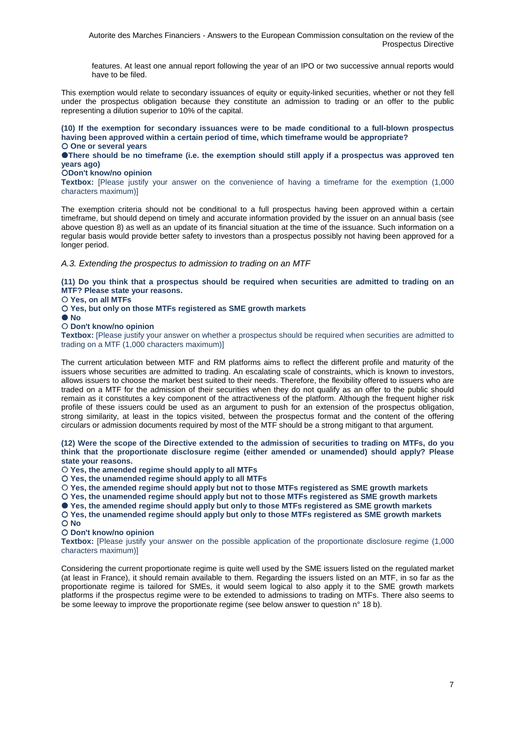features. At least one annual report following the year of an IPO or two successive annual reports would have to be filed.

This exemption would relate to secondary issuances of equity or equity-linked securities, whether or not they fell under the prospectus obligation because they constitute an admission to trading or an offer to the public representing a dilution superior to 10% of the capital.

**(10) If the exemption for secondary issuances were to be made conditional to a full-blown prospectus having been approved within a certain period of time, which timeframe would be appropriate?**

○ **One or several years**

● **There should be no timeframe (i.e. the exemption should still apply if a prospectus was approved ten years ago)**

○ **Don't know/no opinion**

**Textbox:** [Please justify your answer on the convenience of having a timeframe for the exemption (1,000 characters maximum)]

The exemption criteria should not be conditional to a full prospectus having been approved within a certain timeframe, but should depend on timely and accurate information provided by the issuer on an annual basis (see above question 8) as well as an update of its financial situation at the time of the issuance. Such information on a regular basis would provide better safety to investors than a prospectus possibly not having been approved for a longer period.

### *A.3. Extending the prospectus to admission to trading on an MTF*

**(11) Do you think that a prospectus should be required when securities are admitted to trading on an MTF? Please state your reasons.**

○ **Yes, on all MTFs**

○ **Yes, but only on those MTFs registered as SME growth markets**

● **No**

○ **Don't know/no opinion**

**Textbox:** [Please justify your answer on whether a prospectus should be required when securities are admitted to trading on a MTF (1,000 characters maximum)]

The current articulation between MTF and RM platforms aims to reflect the different profile and maturity of the issuers whose securities are admitted to trading. An escalating scale of constraints, which is known to investors, allows issuers to choose the market best suited to their needs. Therefore, the flexibility offered to issuers who are traded on a MTF for the admission of their securities when they do not qualify as an offer to the public should remain as it constitutes a key component of the attractiveness of the platform. Although the frequent higher risk profile of these issuers could be used as an argument to push for an extension of the prospectus obligation, strong similarity, at least in the topics visited, between the prospectus format and the content of the offering circulars or admission documents required by most of the MTF should be a strong mitigant to that argument.

**(12) Were the scope of the Directive extended to the admission of securities to trading on MTFs, do you think that the proportionate disclosure regime (either amended or unamended) should apply? Please state your reasons.**

○ **Yes, the amended regime should apply to all MTFs**

○ **Yes, the unamended regime should apply to all MTFs**

○ **Yes, the amended regime should apply but not to those MTFs registered as SME growth markets**

○ **Yes, the unamended regime should apply but not to those MTFs registered as SME growth markets**

● **Yes, the amended regime should apply but only to those MTFs registered as SME growth markets**

○ **Yes, the unamended regime should apply but only to those MTFs registered as SME growth markets**

○ **No**

○ **Don't know/no opinion**

**Textbox:** [Please justify your answer on the possible application of the proportionate disclosure regime (1,000 characters maximum)]

Considering the current proportionate regime is quite well used by the SME issuers listed on the regulated market (at least in France), it should remain available to them. Regarding the issuers listed on an MTF, in so far as the proportionate regime is tailored for SMEs, it would seem logical to also apply it to the SME growth markets platforms if the prospectus regime were to be extended to admissions to trading on MTFs. There also seems to be some leeway to improve the proportionate regime (see below answer to question n° 18 b).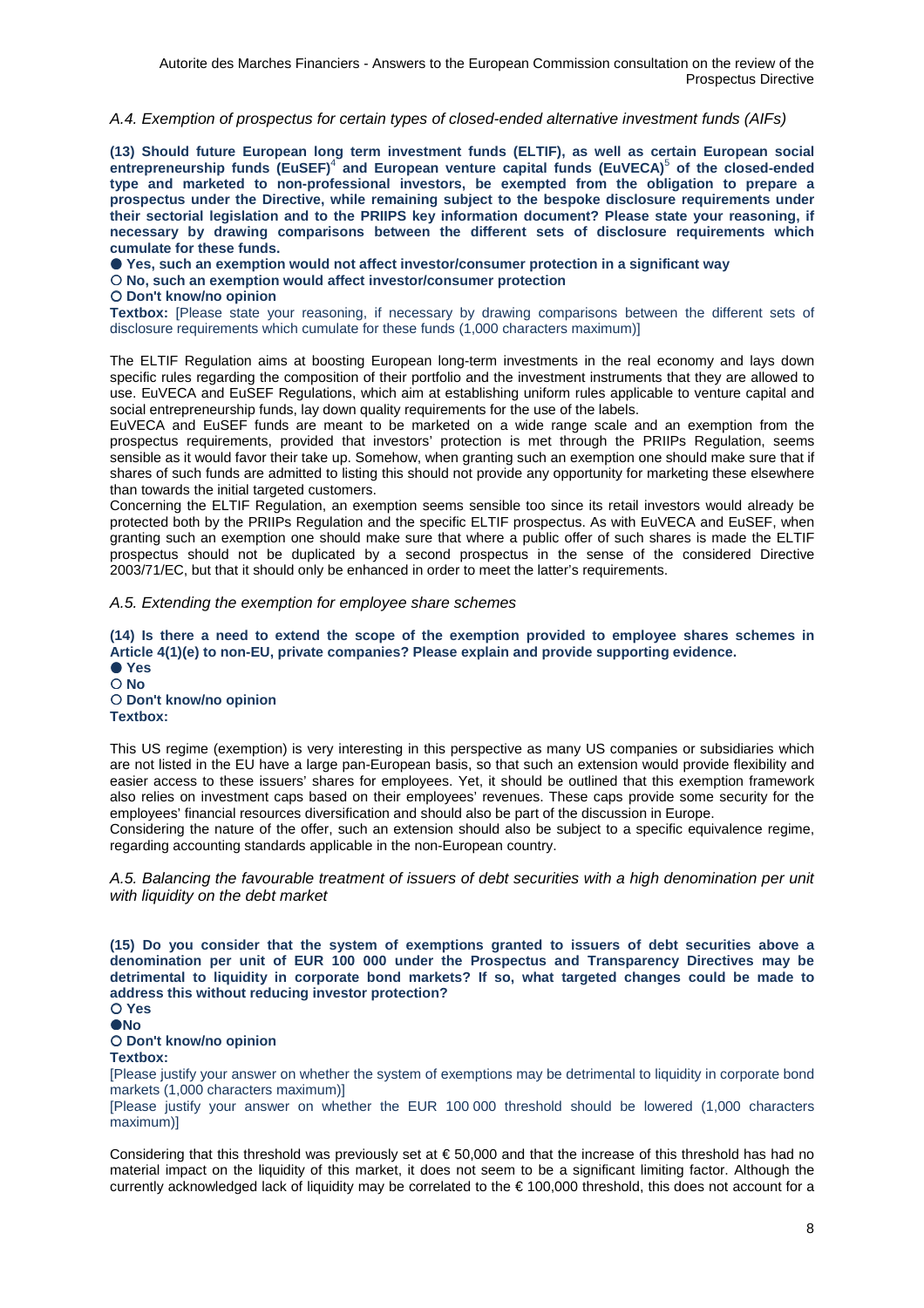*A.4. Exemption of prospectus for certain types of closed-ended alternative investment funds (AIFs)*

**(13) Should future European long term investment funds (ELTIF), as well as certain European social entrepreneurship funds (EuSEF)[4] and European venture capital funds (EuVECA)[5] of the closed-ended type and marketed to non-professional investors, be exempted from the obligation to prepare a prospectus under the Directive, while remaining subject to the bespoke disclosure requirements under their sectorial legislation and to the PRIIPS key information document? Please state your reasoning, if necessary by drawing comparisons between the different sets of disclosure requirements which cumulate for these funds.**

● **Yes, such an exemption would not affect investor/consumer protection in a significant way**
○ **No, such an exemption would affect investor/consumer protection**
○ **Don't know/no opinion**

**Textbox:** [Please state your reasoning, if necessary by drawing comparisons between the different sets of disclosure requirements which cumulate for these funds (1,000 characters maximum)]

The ELTIF Regulation aims at boosting European long-term investments in the real economy and lays down specific rules regarding the composition of their portfolio and the investment instruments that they are allowed to use. EuVECA and EuSEF Regulations, which aim at establishing uniform rules applicable to venture capital and social entrepreneurship funds, lay down quality requirements for the use of the labels.

EuVECA and EuSEF funds are meant to be marketed on a wide range scale and an exemption from the prospectus requirements, provided that investors' protection is met through the PRIIPs Regulation, seems sensible as it would favor their take up. Somehow, when granting such an exemption one should make sure that if shares of such funds are admitted to listing this should not provide any opportunity for marketing these elsewhere than towards the initial targeted customers.

Concerning the ELTIF Regulation, an exemption seems sensible too since its retail investors would already be protected both by the PRIIPs Regulation and the specific ELTIF prospectus. As with EuVECA and EuSEF, when granting such an exemption one should make sure that where a public offer of such shares is made the ELTIF prospectus should not be duplicated by a second prospectus in the sense of the considered Directive 2003/71/EC, but that it should only be enhanced in order to meet the latter's requirements.

*A.5. Extending the exemption for employee share schemes*

**(14) Is there a need to extend the scope of the exemption provided to employee shares schemes in Article 4(1)(e) to non-EU, private companies? Please explain and provide supporting evidence.**

● **Yes**
○ **No**
○ **Don't know/no opinion**

**Textbox:**

This US regime (exemption) is very interesting in this perspective as many US companies or subsidiaries which are not listed in the EU have a large pan-European basis, so that such an extension would provide flexibility and easier access to these issuers' shares for employees. Yet, it should be outlined that this exemption framework also relies on investment caps based on their employees' revenues. These caps provide some security for the employees' financial resources diversification and should also be part of the discussion in Europe.

Considering the nature of the offer, such an extension should also be subject to a specific equivalence regime, regarding accounting standards applicable in the non-European country.

*A.5. Balancing the favourable treatment of issuers of debt securities with a high denomination per unit with liquidity on the debt market*

**(15) Do you consider that the system of exemptions granted to issuers of debt securities above a denomination per unit of EUR 100 000 under the Prospectus and Transparency Directives may be detrimental to liquidity in corporate bond markets? If so, what targeted changes could be made to address this without reducing investor protection?**

○ **Yes**
●**No**
○ **Don't know/no opinion**

**Textbox:**

[Please justify your answer on whether the system of exemptions may be detrimental to liquidity in corporate bond markets (1,000 characters maximum)]

[Please justify your answer on whether the EUR 100 000 threshold should be lowered (1,000 characters maximum)]

Considering that this threshold was previously set at € 50,000 and that the increase of this threshold has had no material impact on the liquidity of this market, it does not seem to be a significant limiting factor. Although the currently acknowledged lack of liquidity may be correlated to the € 100,000 threshold, this does not account for a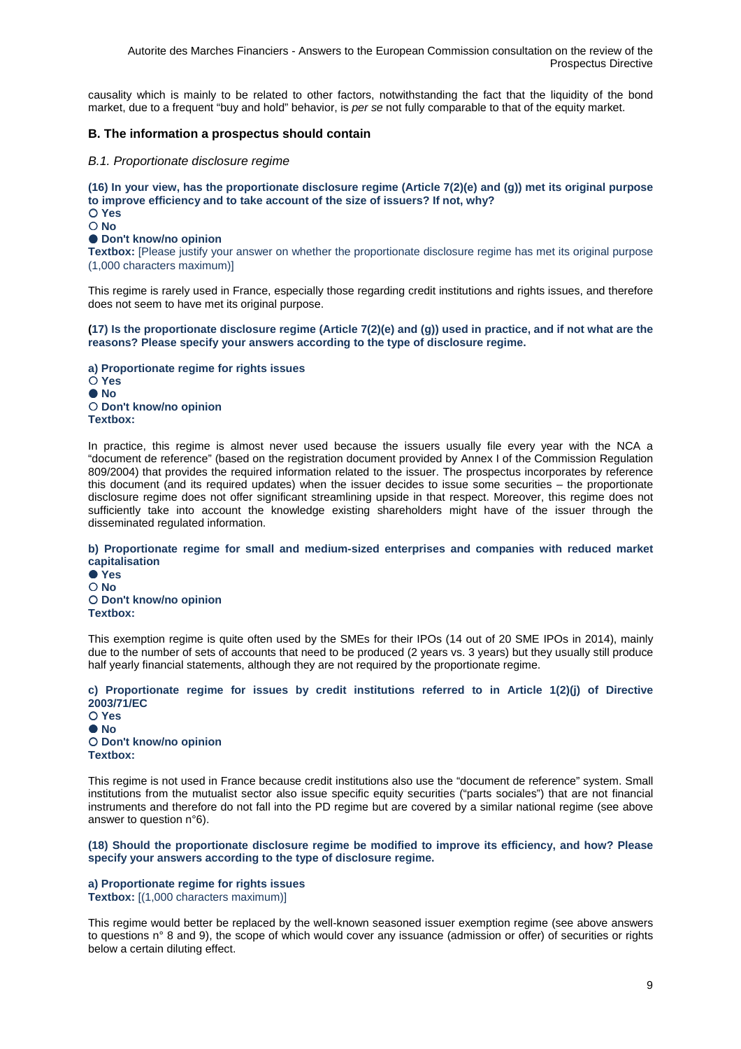causality which is mainly to be related to other factors, notwithstanding the fact that the liquidity of the bond market, due to a frequent "buy and hold" behavior, is *per se* not fully comparable to that of the equity market.

### B. The information a prospectus should contain

*B.1. Proportionate disclosure regime*

**(16) In your view, has the proportionate disclosure regime (Article 7(2)(e) and (g)) met its original purpose to improve efficiency and to take account of the size of issuers? If not, why?**

○ **Yes**
○ **No**
● **Don't know/no opinion**

**Textbox:** [Please justify your answer on whether the proportionate disclosure regime has met its original purpose (1,000 characters maximum)]

This regime is rarely used in France, especially those regarding credit institutions and rights issues, and therefore does not seem to have met its original purpose.

**(17) Is the proportionate disclosure regime (Article 7(2)(e) and (g)) used in practice, and if not what are the reasons? Please specify your answers according to the type of disclosure regime.**

**a) Proportionate regime for rights issues**

○ **Yes**
● **No**
○ **Don't know/no opinion**

**Textbox:**

In practice, this regime is almost never used because the issuers usually file every year with the NCA a "document de reference" (based on the registration document provided by Annex I of the Commission Regulation 809/2004) that provides the required information related to the issuer. The prospectus incorporates by reference this document (and its required updates) when the issuer decides to issue some securities – the proportionate disclosure regime does not offer significant streamlining upside in that respect. Moreover, this regime does not sufficiently take into account the knowledge existing shareholders might have of the issuer through the disseminated regulated information.

**b) Proportionate regime for small and medium-sized enterprises and companies with reduced market capitalisation**

● **Yes**
○ **No**
○ **Don't know/no opinion**

**Textbox:**

This exemption regime is quite often used by the SMEs for their IPOs (14 out of 20 SME IPOs in 2014), mainly due to the number of sets of accounts that need to be produced (2 years vs. 3 years) but they usually still produce half yearly financial statements, although they are not required by the proportionate regime.

**c) Proportionate regime for issues by credit institutions referred to in Article 1(2)(j) of Directive 2003/71/EC**

○ **Yes**
● **No**
○ **Don't know/no opinion**

**Textbox:**

This regime is not used in France because credit institutions also use the "document de reference" system. Small institutions from the mutualist sector also issue specific equity securities ("parts sociales") that are not financial instruments and therefore do not fall into the PD regime but are covered by a similar national regime (see above answer to question n°6).

**(18) Should the proportionate disclosure regime be modified to improve its efficiency, and how? Please specify your answers according to the type of disclosure regime.**

**a) Proportionate regime for rights issues**

**Textbox:** [(1,000 characters maximum)]

This regime would better be replaced by the well-known seasoned issuer exemption regime (see above answers to questions n° 8 and 9), the scope of which would cover any issuance (admission or offer) of securities or rights below a certain diluting effect.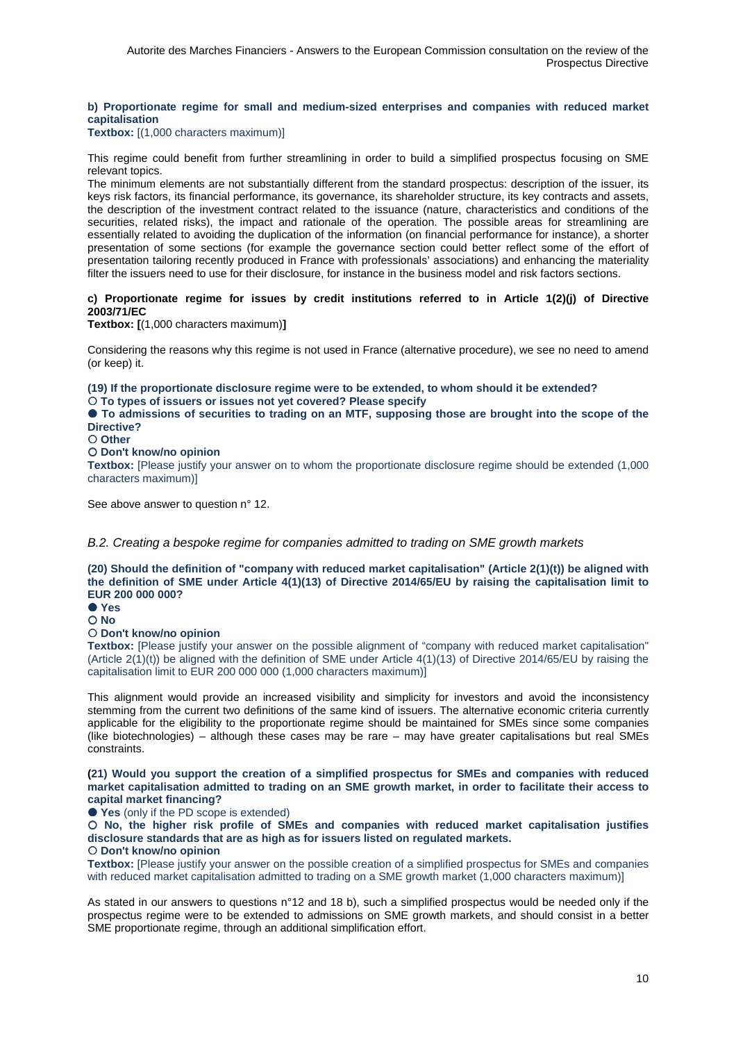**b) Proportionate regime for small and medium-sized enterprises and companies with reduced market capitalisation**
**Textbox:** [(1,000 characters maximum)]

This regime could benefit from further streamlining in order to build a simplified prospectus focusing on SME relevant topics.
The minimum elements are not substantially different from the standard prospectus: description of the issuer, its keys risk factors, its financial performance, its governance, its shareholder structure, its key contracts and assets, the description of the investment contract related to the issuance (nature, characteristics and conditions of the securities, related risks), the impact and rationale of the operation. The possible areas for streamlining are essentially related to avoiding the duplication of the information (on financial performance for instance), a shorter presentation of some sections (for example the governance section could better reflect some of the effort of presentation tailoring recently produced in France with professionals' associations) and enhancing the materiality filter the issuers need to use for their disclosure, for instance in the business model and risk factors sections.

**c) Proportionate regime for issues by credit institutions referred to in Article 1(2)(j) of Directive 2003/71/EC**
**Textbox: [**(1,000 characters maximum)**]**

Considering the reasons why this regime is not used in France (alternative procedure), we see no need to amend (or keep) it.

**(19) If the proportionate disclosure regime were to be extended, to whom should it be extended?**
○ **To types of issuers or issues not yet covered? Please specify**
● **To admissions of securities to trading on an MTF, supposing those are brought into the scope of the Directive?**
○ **Other**
○ **Don't know/no opinion**
**Textbox:** [Please justify your answer on to whom the proportionate disclosure regime should be extended (1,000 characters maximum)]

See above answer to question n° 12.

*B.2. Creating a bespoke regime for companies admitted to trading on SME growth markets*

**(20) Should the definition of "company with reduced market capitalisation" (Article 2(1)(t)) be aligned with the definition of SME under Article 4(1)(13) of Directive 2014/65/EU by raising the capitalisation limit to EUR 200 000 000?**
● **Yes**
○ **No**
○ **Don't know/no opinion**
**Textbox:** [Please justify your answer on the possible alignment of "company with reduced market capitalisation" (Article 2(1)(t)) be aligned with the definition of SME under Article 4(1)(13) of Directive 2014/65/EU by raising the capitalisation limit to EUR 200 000 000 (1,000 characters maximum)]

This alignment would provide an increased visibility and simplicity for investors and avoid the inconsistency stemming from the current two definitions of the same kind of issuers. The alternative economic criteria currently applicable for the eligibility to the proportionate regime should be maintained for SMEs since some companies (like biotechnologies) – although these cases may be rare – may have greater capitalisations but real SMEs constraints.

**(21) Would you support the creation of a simplified prospectus for SMEs and companies with reduced market capitalisation admitted to trading on an SME growth market, in order to facilitate their access to capital market financing?**
● **Yes** (only if the PD scope is extended)
○ **No, the higher risk profile of SMEs and companies with reduced market capitalisation justifies disclosure standards that are as high as for issuers listed on regulated markets.**
○ **Don't know/no opinion**
**Textbox:** [Please justify your answer on the possible creation of a simplified prospectus for SMEs and companies with reduced market capitalisation admitted to trading on a SME growth market (1,000 characters maximum)]

As stated in our answers to questions n°12 and 18 b), such a simplified prospectus would be needed only if the prospectus regime were to be extended to admissions on SME growth markets, and should consist in a better SME proportionate regime, through an additional simplification effort.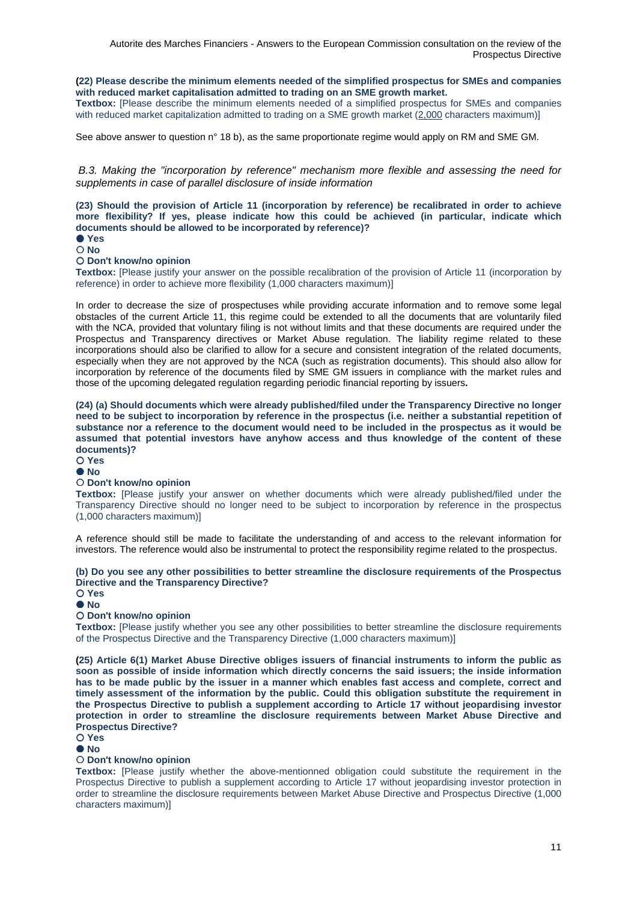**(22) Please describe the minimum elements needed of the simplified prospectus for SMEs and companies with reduced market capitalisation admitted to trading on an SME growth market.**

**Textbox:** [Please describe the minimum elements needed of a simplified prospectus for SMEs and companies with reduced market capitalization admitted to trading on a SME growth market (2,000 characters maximum)]

See above answer to question n° 18 b), as the same proportionate regime would apply on RM and SME GM.

*B.3. Making the "incorporation by reference" mechanism more flexible and assessing the need for supplements in case of parallel disclosure of inside information*

**(23) Should the provision of Article 11 (incorporation by reference) be recalibrated in order to achieve more flexibility? If yes, please indicate how this could be achieved (in particular, indicate which documents should be allowed to be incorporated by reference)?**

● **Yes**
○ **No**
○ **Don't know/no opinion**

**Textbox:** [Please justify your answer on the possible recalibration of the provision of Article 11 (incorporation by reference) in order to achieve more flexibility (1,000 characters maximum)]

In order to decrease the size of prospectuses while providing accurate information and to remove some legal obstacles of the current Article 11, this regime could be extended to all the documents that are voluntarily filed with the NCA, provided that voluntary filing is not without limits and that these documents are required under the Prospectus and Transparency directives or Market Abuse regulation. The liability regime related to these incorporations should also be clarified to allow for a secure and consistent integration of the related documents, especially when they are not approved by the NCA (such as registration documents). This should also allow for incorporation by reference of the documents filed by SME GM issuers in compliance with the market rules and those of the upcoming delegated regulation regarding periodic financial reporting by issuers**.**

**(24) (a) Should documents which were already published/filed under the Transparency Directive no longer need to be subject to incorporation by reference in the prospectus (i.e. neither a substantial repetition of substance nor a reference to the document would need to be included in the prospectus as it would be assumed that potential investors have anyhow access and thus knowledge of the content of these documents)?**

○ **Yes**
● **No**
○ **Don't know/no opinion**

**Textbox:** [Please justify your answer on whether documents which were already published/filed under the Transparency Directive should no longer need to be subject to incorporation by reference in the prospectus (1,000 characters maximum)]

A reference should still be made to facilitate the understanding of and access to the relevant information for investors. The reference would also be instrumental to protect the responsibility regime related to the prospectus.

**(b) Do you see any other possibilities to better streamline the disclosure requirements of the Prospectus Directive and the Transparency Directive?**

○ **Yes**
● **No**
○ **Don't know/no opinion**

**Textbox:** [Please justify whether you see any other possibilities to better streamline the disclosure requirements of the Prospectus Directive and the Transparency Directive (1,000 characters maximum)]

**(25) Article 6(1) Market Abuse Directive obliges issuers of financial instruments to inform the public as soon as possible of inside information which directly concerns the said issuers; the inside information has to be made public by the issuer in a manner which enables fast access and complete, correct and timely assessment of the information by the public. Could this obligation substitute the requirement in the Prospectus Directive to publish a supplement according to Article 17 without jeopardising investor protection in order to streamline the disclosure requirements between Market Abuse Directive and Prospectus Directive?**

○ **Yes**
● **No**
○ **Don't know/no opinion**

**Textbox:** [Please justify whether the above-mentionned obligation could substitute the requirement in the Prospectus Directive to publish a supplement according to Article 17 without jeopardising investor protection in order to streamline the disclosure requirements between Market Abuse Directive and Prospectus Directive (1,000 characters maximum)]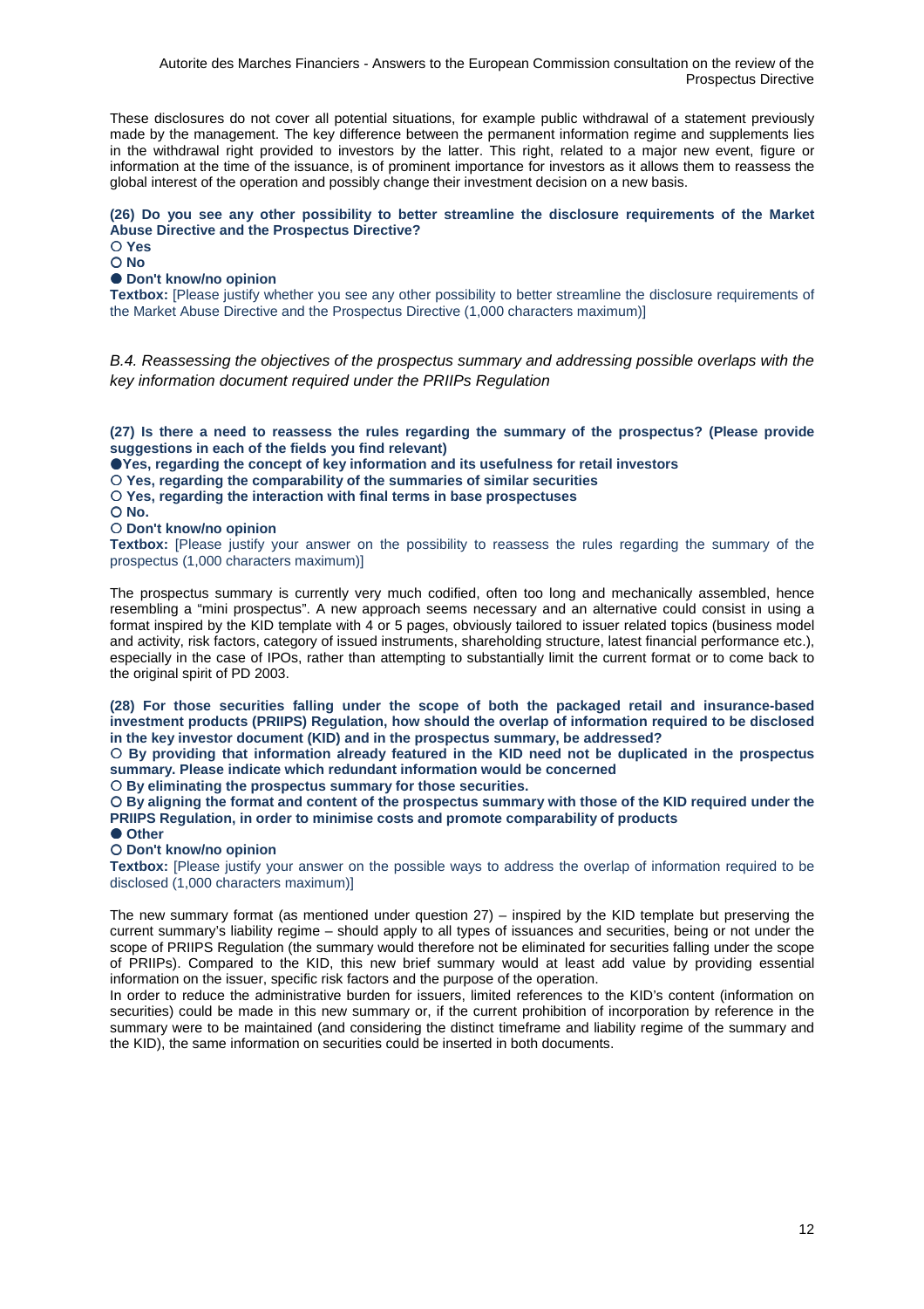These disclosures do not cover all potential situations, for example public withdrawal of a statement previously made by the management. The key difference between the permanent information regime and supplements lies in the withdrawal right provided to investors by the latter. This right, related to a major new event, figure or information at the time of the issuance, is of prominent importance for investors as it allows them to reassess the global interest of the operation and possibly change their investment decision on a new basis.

**(26) Do you see any other possibility to better streamline the disclosure requirements of the Market Abuse Directive and the Prospectus Directive?**

○ **Yes**
○ **No**
● **Don't know/no opinion**

**Textbox:** [Please justify whether you see any other possibility to better streamline the disclosure requirements of the Market Abuse Directive and the Prospectus Directive (1,000 characters maximum)]

*B.4. Reassessing the objectives of the prospectus summary and addressing possible overlaps with the key information document required under the PRIIPs Regulation*

**(27) Is there a need to reassess the rules regarding the summary of the prospectus? (Please provide suggestions in each of the fields you find relevant)**

●**Yes, regarding the concept of key information and its usefulness for retail investors**
○ **Yes, regarding the comparability of the summaries of similar securities**
○ **Yes, regarding the interaction with final terms in base prospectuses**
○ **No.**
○ **Don't know/no opinion**

**Textbox:** [Please justify your answer on the possibility to reassess the rules regarding the summary of the prospectus (1,000 characters maximum)]

The prospectus summary is currently very much codified, often too long and mechanically assembled, hence resembling a "mini prospectus". A new approach seems necessary and an alternative could consist in using a format inspired by the KID template with 4 or 5 pages, obviously tailored to issuer related topics (business model and activity, risk factors, category of issued instruments, shareholding structure, latest financial performance etc.), especially in the case of IPOs, rather than attempting to substantially limit the current format or to come back to the original spirit of PD 2003.

**(28) For those securities falling under the scope of both the packaged retail and insurance-based investment products (PRIIPS) Regulation, how should the overlap of information required to be disclosed in the key investor document (KID) and in the prospectus summary, be addressed?**

○ **By providing that information already featured in the KID need not be duplicated in the prospectus summary. Please indicate which redundant information would be concerned**
○ **By eliminating the prospectus summary for those securities.**
○ **By aligning the format and content of the prospectus summary with those of the KID required under the PRIIPS Regulation, in order to minimise costs and promote comparability of products**
● **Other**
○ **Don't know/no opinion**

**Textbox:** [Please justify your answer on the possible ways to address the overlap of information required to be disclosed (1,000 characters maximum)]

The new summary format (as mentioned under question 27) – inspired by the KID template but preserving the current summary's liability regime – should apply to all types of issuances and securities, being or not under the scope of PRIIPS Regulation (the summary would therefore not be eliminated for securities falling under the scope of PRIIPs). Compared to the KID, this new brief summary would at least add value by providing essential information on the issuer, specific risk factors and the purpose of the operation.
In order to reduce the administrative burden for issuers, limited references to the KID's content (information on securities) could be made in this new summary or, if the current prohibition of incorporation by reference in the summary were to be maintained (and considering the distinct timeframe and liability regime of the summary and the KID), the same information on securities could be inserted in both documents.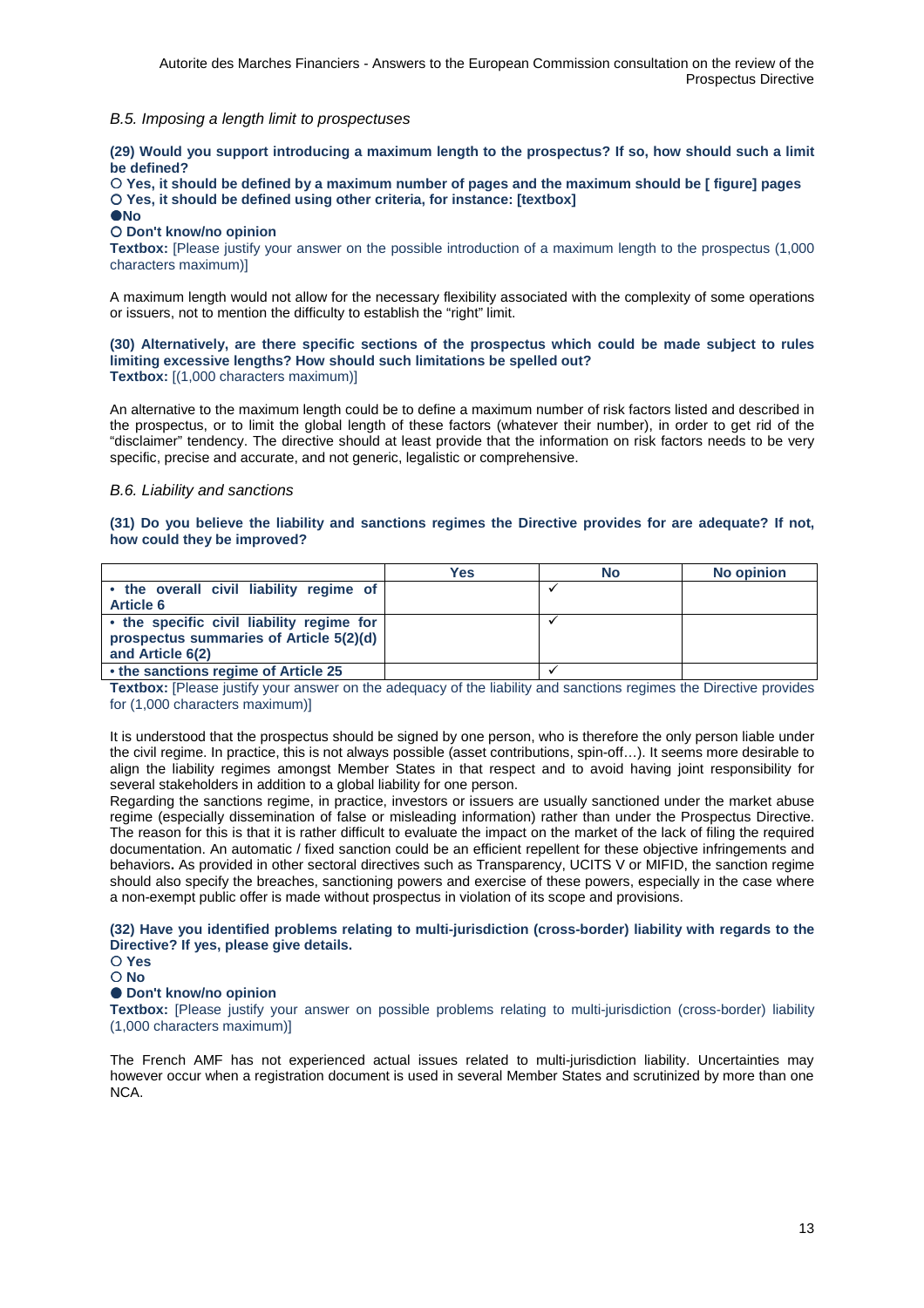### *B.5. Imposing a length limit to prospectuses*

**(29) Would you support introducing a maximum length to the prospectus? If so, how should such a limit be defined?**

○ **Yes, it should be defined by a maximum number of pages and the maximum should be [ figure] pages**
○ **Yes, it should be defined using other criteria, for instance: [textbox]**
● **No**
○ **Don't know/no opinion**

**Textbox:** [Please justify your answer on the possible introduction of a maximum length to the prospectus (1,000 characters maximum)]

A maximum length would not allow for the necessary flexibility associated with the complexity of some operations or issuers, not to mention the difficulty to establish the "right" limit.

**(30) Alternatively, are there specific sections of the prospectus which could be made subject to rules limiting excessive lengths? How should such limitations be spelled out?**
**Textbox:** [(1,000 characters maximum)]

An alternative to the maximum length could be to define a maximum number of risk factors listed and described in the prospectus, or to limit the global length of these factors (whatever their number), in order to get rid of the "disclaimer" tendency. The directive should at least provide that the information on risk factors needs to be very specific, precise and accurate, and not generic, legalistic or comprehensive.

### *B.6. Liability and sanctions*

**(31) Do you believe the liability and sanctions regimes the Directive provides for are adequate? If not, how could they be improved?**

| | Yes | No | No opinion |
|---|---|---|---|
| **• the overall civil liability regime of Article 6** | | ✓ | |
| **• the specific civil liability regime for prospectus summaries of Article 5(2)(d) and Article 6(2)** | | ✓ | |
| **• the sanctions regime of Article 25** | | ✓ | |

**Textbox:** [Please justify your answer on the adequacy of the liability and sanctions regimes the Directive provides for (1,000 characters maximum)]

It is understood that the prospectus should be signed by one person, who is therefore the only person liable under the civil regime. In practice, this is not always possible (asset contributions, spin-off…). It seems more desirable to align the liability regimes amongst Member States in that respect and to avoid having joint responsibility for several stakeholders in addition to a global liability for one person.
Regarding the sanctions regime, in practice, investors or issuers are usually sanctioned under the market abuse regime (especially dissemination of false or misleading information) rather than under the Prospectus Directive. The reason for this is that it is rather difficult to evaluate the impact on the market of the lack of filing the required documentation. An automatic / fixed sanction could be an efficient repellent for these objective infringements and behaviors**.** As provided in other sectoral directives such as Transparency, UCITS V or MIFID, the sanction regime should also specify the breaches, sanctioning powers and exercise of these powers, especially in the case where a non-exempt public offer is made without prospectus in violation of its scope and provisions.

**(32) Have you identified problems relating to multi-jurisdiction (cross-border) liability with regards to the Directive? If yes, please give details.**

○ **Yes**
○ **No**
● **Don't know/no opinion**

**Textbox:** [Please justify your answer on possible problems relating to multi-jurisdiction (cross-border) liability (1,000 characters maximum)]

The French AMF has not experienced actual issues related to multi-jurisdiction liability. Uncertainties may however occur when a registration document is used in several Member States and scrutinized by more than one NCA.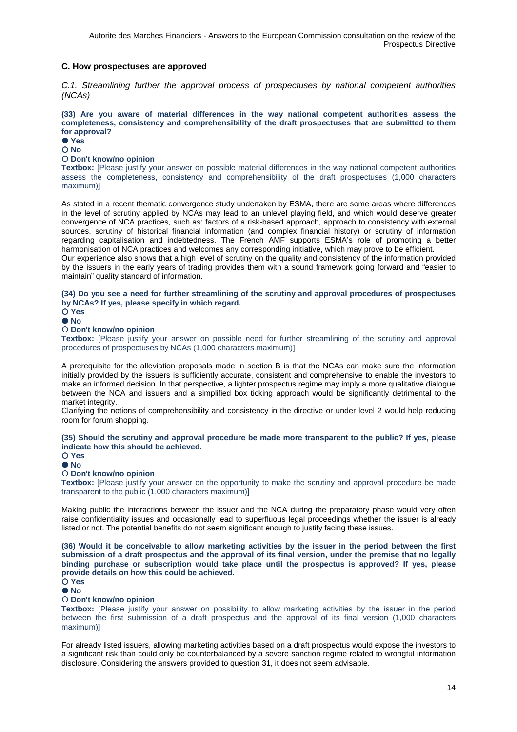## C. How prospectuses are approved

*C.1. Streamlining further the approval process of prospectuses by national competent authorities (NCAs)*

**(33) Are you aware of material differences in the way national competent authorities assess the completeness, consistency and comprehensibility of the draft prospectuses that are submitted to them for approval?**

● **Yes**
○ **No**
○ **Don't know/no opinion**

**Textbox:** [Please justify your answer on possible material differences in the way national competent authorities assess the completeness, consistency and comprehensibility of the draft prospectuses (1,000 characters maximum)]

As stated in a recent thematic convergence study undertaken by ESMA, there are some areas where differences in the level of scrutiny applied by NCAs may lead to an unlevel playing field, and which would deserve greater convergence of NCA practices, such as: factors of a risk-based approach, approach to consistency with external sources, scrutiny of historical financial information (and complex financial history) or scrutiny of information regarding capitalisation and indebtedness. The French AMF supports ESMA's role of promoting a better harmonisation of NCA practices and welcomes any corresponding initiative, which may prove to be efficient.
Our experience also shows that a high level of scrutiny on the quality and consistency of the information provided by the issuers in the early years of trading provides them with a sound framework going forward and "easier to maintain" quality standard of information.

**(34) Do you see a need for further streamlining of the scrutiny and approval procedures of prospectuses by NCAs? If yes, please specify in which regard.**

○ **Yes**
● **No**
○ **Don't know/no opinion**

**Textbox:** [Please justify your answer on possible need for further streamlining of the scrutiny and approval procedures of prospectuses by NCAs (1,000 characters maximum)]

A prerequisite for the alleviation proposals made in section B is that the NCAs can make sure the information initially provided by the issuers is sufficiently accurate, consistent and comprehensive to enable the investors to make an informed decision. In that perspective, a lighter prospectus regime may imply a more qualitative dialogue between the NCA and issuers and a simplified box ticking approach would be significantly detrimental to the market integrity.
Clarifying the notions of comprehensibility and consistency in the directive or under level 2 would help reducing room for forum shopping.

**(35) Should the scrutiny and approval procedure be made more transparent to the public? If yes, please indicate how this should be achieved.**

○ **Yes**
● **No**
○ **Don't know/no opinion**

**Textbox:** [Please justify your answer on the opportunity to make the scrutiny and approval procedure be made transparent to the public (1,000 characters maximum)]

Making public the interactions between the issuer and the NCA during the preparatory phase would very often raise confidentiality issues and occasionally lead to superfluous legal proceedings whether the issuer is already listed or not. The potential benefits do not seem significant enough to justify facing these issues.

**(36) Would it be conceivable to allow marketing activities by the issuer in the period between the first submission of a draft prospectus and the approval of its final version, under the premise that no legally binding purchase or subscription would take place until the prospectus is approved? If yes, please provide details on how this could be achieved.**

○ **Yes**
● **No**
○ **Don't know/no opinion**

**Textbox:** [Please justify your answer on possibility to allow marketing activities by the issuer in the period between the first submission of a draft prospectus and the approval of its final version (1,000 characters maximum)]

For already listed issuers, allowing marketing activities based on a draft prospectus would expose the investors to a significant risk than could only be counterbalanced by a severe sanction regime related to wrongful information disclosure. Considering the answers provided to question 31, it does not seem advisable.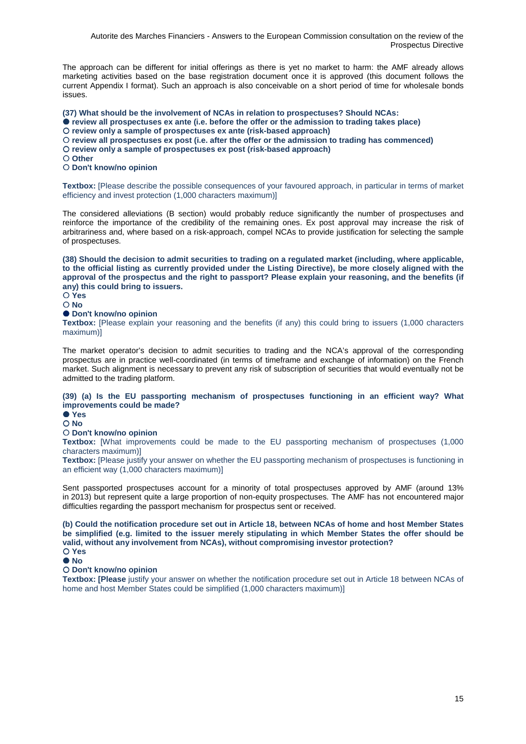The approach can be different for initial offerings as there is yet no market to harm: the AMF already allows marketing activities based on the base registration document once it is approved (this document follows the current Appendix I format). Such an approach is also conceivable on a short period of time for wholesale bonds issues.

**(37) What should be the involvement of NCAs in relation to prospectuses? Should NCAs:**

● **review all prospectuses ex ante (i.e. before the offer or the admission to trading takes place)**
○ **review only a sample of prospectuses ex ante (risk-based approach)**
○ **review all prospectuses ex post (i.e. after the offer or the admission to trading has commenced)**
○ **review only a sample of prospectuses ex post (risk-based approach)**
○ **Other**
○ **Don't know/no opinion**

**Textbox:** [Please describe the possible consequences of your favoured approach, in particular in terms of market efficiency and invest protection (1,000 characters maximum)]

The considered alleviations (B section) would probably reduce significantly the number of prospectuses and reinforce the importance of the credibility of the remaining ones. Ex post approval may increase the risk of arbitrariness and, where based on a risk-approach, compel NCAs to provide justification for selecting the sample of prospectuses.

**(38) Should the decision to admit securities to trading on a regulated market (including, where applicable, to the official listing as currently provided under the Listing Directive), be more closely aligned with the approval of the prospectus and the right to passport? Please explain your reasoning, and the benefits (if any) this could bring to issuers.**

○ **Yes**
○ **No**
● **Don't know/no opinion**

**Textbox:** [Please explain your reasoning and the benefits (if any) this could bring to issuers (1,000 characters maximum)]

The market operator's decision to admit securities to trading and the NCA's approval of the corresponding prospectus are in practice well-coordinated (in terms of timeframe and exchange of information) on the French market. Such alignment is necessary to prevent any risk of subscription of securities that would eventually not be admitted to the trading platform.

**(39) (a) Is the EU passporting mechanism of prospectuses functioning in an efficient way? What improvements could be made?**

● **Yes**
○ **No**
○ **Don't know/no opinion**

**Textbox:** [What improvements could be made to the EU passporting mechanism of prospectuses (1,000 characters maximum)]

**Textbox:** [Please justify your answer on whether the EU passporting mechanism of prospectuses is functioning in an efficient way (1,000 characters maximum)]

Sent passported prospectuses account for a minority of total prospectuses approved by AMF (around 13% in 2013) but represent quite a large proportion of non-equity prospectuses. The AMF has not encountered major difficulties regarding the passport mechanism for prospectus sent or received.

**(b) Could the notification procedure set out in Article 18, between NCAs of home and host Member States be simplified (e.g. limited to the issuer merely stipulating in which Member States the offer should be valid, without any involvement from NCAs), without compromising investor protection?**

○ **Yes**
● **No**
○ **Don't know/no opinion**

**Textbox: [Please** justify your answer on whether the notification procedure set out in Article 18 between NCAs of home and host Member States could be simplified (1,000 characters maximum)]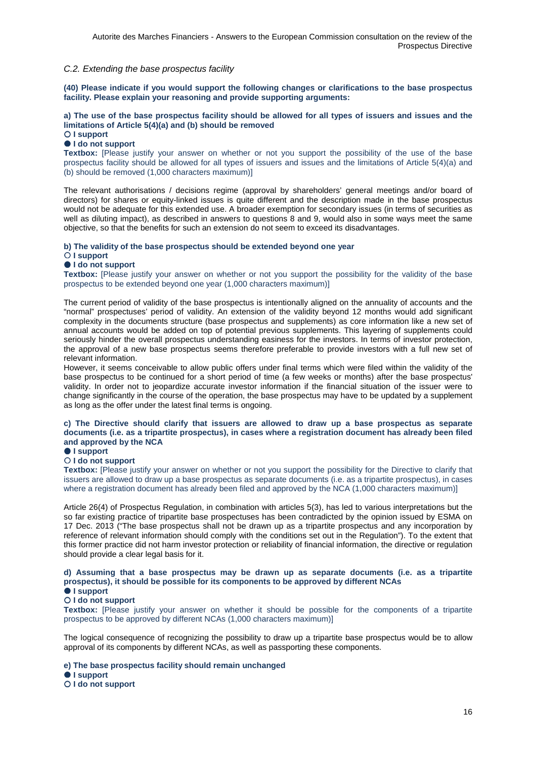### *C.2. Extending the base prospectus facility*

**(40) Please indicate if you would support the following changes or clarifications to the base prospectus facility. Please explain your reasoning and provide supporting arguments:**

**a) The use of the base prospectus facility should be allowed for all types of issuers and issues and the limitations of Article 5(4)(a) and (b) should be removed**

○ **I support**

● **I do not support**

**Textbox:** [Please justify your answer on whether or not you support the possibility of the use of the base prospectus facility should be allowed for all types of issuers and issues and the limitations of Article 5(4)(a) and (b) should be removed (1,000 characters maximum)]

The relevant authorisations / decisions regime (approval by shareholders' general meetings and/or board of directors) for shares or equity-linked issues is quite different and the description made in the base prospectus would not be adequate for this extended use. A broader exemption for secondary issues (in terms of securities as well as diluting impact), as described in answers to questions 8 and 9, would also in some ways meet the same objective, so that the benefits for such an extension do not seem to exceed its disadvantages.

**b) The validity of the base prospectus should be extended beyond one year**

○ **I support**

● **I do not support**

**Textbox:** [Please justify your answer on whether or not you support the possibility for the validity of the base prospectus to be extended beyond one year (1,000 characters maximum)]

The current period of validity of the base prospectus is intentionally aligned on the annuality of accounts and the "normal" prospectuses' period of validity. An extension of the validity beyond 12 months would add significant complexity in the documents structure (base prospectus and supplements) as core information like a new set of annual accounts would be added on top of potential previous supplements. This layering of supplements could seriously hinder the overall prospectus understanding easiness for the investors. In terms of investor protection, the approval of a new base prospectus seems therefore preferable to provide investors with a full new set of relevant information.

However, it seems conceivable to allow public offers under final terms which were filed within the validity of the base prospectus to be continued for a short period of time (a few weeks or months) after the base prospectus' validity. In order not to jeopardize accurate investor information if the financial situation of the issuer were to change significantly in the course of the operation, the base prospectus may have to be updated by a supplement as long as the offer under the latest final terms is ongoing.

**c) The Directive should clarify that issuers are allowed to draw up a base prospectus as separate documents (i.e. as a tripartite prospectus), in cases where a registration document has already been filed and approved by the NCA**

● **I support**

○ **I do not support**

**Textbox:** [Please justify your answer on whether or not you support the possibility for the Directive to clarify that issuers are allowed to draw up a base prospectus as separate documents (i.e. as a tripartite prospectus), in cases where a registration document has already been filed and approved by the NCA (1,000 characters maximum)]

Article 26(4) of Prospectus Regulation, in combination with articles 5(3), has led to various interpretations but the so far existing practice of tripartite base prospectuses has been contradicted by the opinion issued by ESMA on 17 Dec. 2013 ("The base prospectus shall not be drawn up as a tripartite prospectus and any incorporation by reference of relevant information should comply with the conditions set out in the Regulation"). To the extent that this former practice did not harm investor protection or reliability of financial information, the directive or regulation should provide a clear legal basis for it.

**d) Assuming that a base prospectus may be drawn up as separate documents (i.e. as a tripartite prospectus), it should be possible for its components to be approved by different NCAs**

● **I support**

○ **I do not support**

**Textbox:** [Please justify your answer on whether it should be possible for the components of a tripartite prospectus to be approved by different NCAs (1,000 characters maximum)]

The logical consequence of recognizing the possibility to draw up a tripartite base prospectus would be to allow approval of its components by different NCAs, as well as passporting these components.

**e) The base prospectus facility should remain unchanged**

● **I support**

○ **I do not support**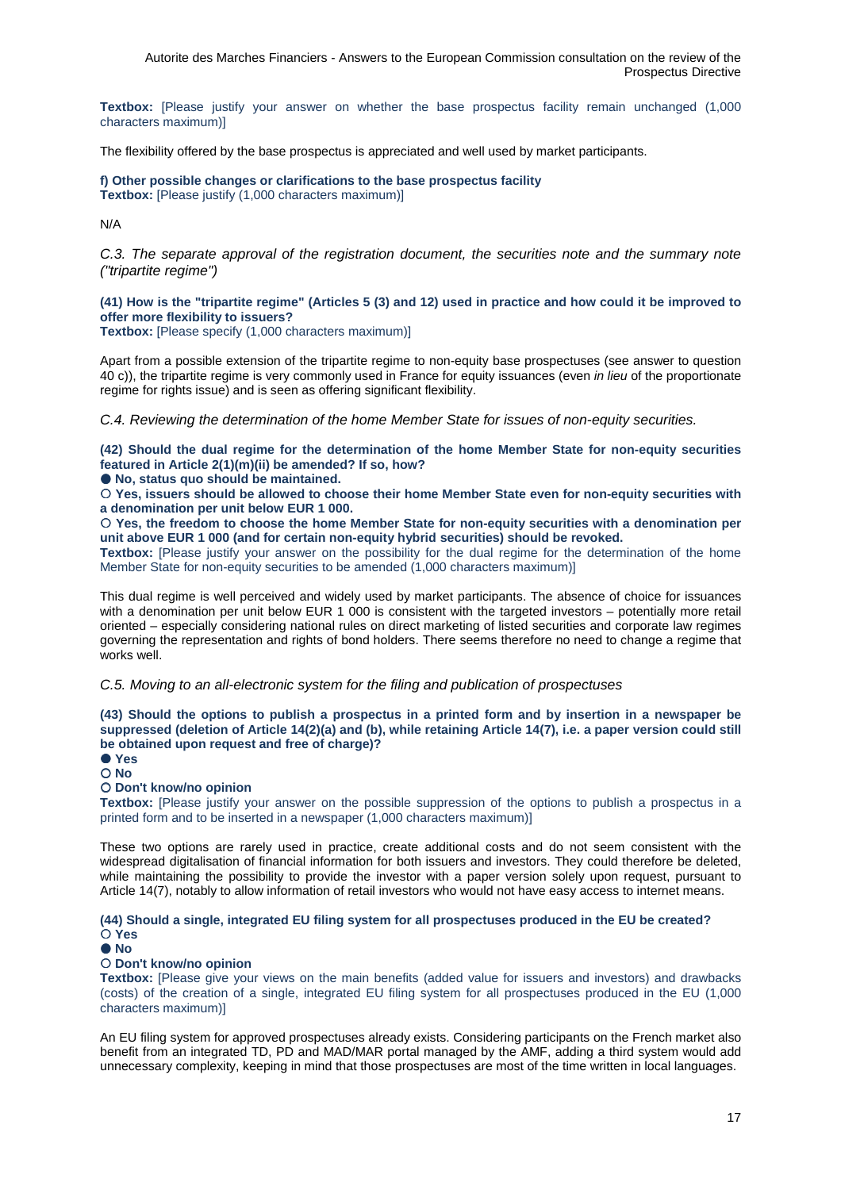**Textbox:** [Please justify your answer on whether the base prospectus facility remain unchanged (1,000 characters maximum)]

The flexibility offered by the base prospectus is appreciated and well used by market participants.

**f) Other possible changes or clarifications to the base prospectus facility**
**Textbox:** [Please justify (1,000 characters maximum)]

N/A

*C.3. The separate approval of the registration document, the securities note and the summary note ("tripartite regime")*

**(41) How is the "tripartite regime" (Articles 5 (3) and 12) used in practice and how could it be improved to offer more flexibility to issuers?**
**Textbox:** [Please specify (1,000 characters maximum)]

Apart from a possible extension of the tripartite regime to non-equity base prospectuses (see answer to question 40 c)), the tripartite regime is very commonly used in France for equity issuances (even *in lieu* of the proportionate regime for rights issue) and is seen as offering significant flexibility.

*C.4. Reviewing the determination of the home Member State for issues of non-equity securities.*

**(42) Should the dual regime for the determination of the home Member State for non-equity securities featured in Article 2(1)(m)(ii) be amended? If so, how?**

- ● **No, status quo should be maintained.**
- ○ **Yes, issuers should be allowed to choose their home Member State even for non-equity securities with a denomination per unit below EUR 1 000.**
- ○ **Yes, the freedom to choose the home Member State for non-equity securities with a denomination per unit above EUR 1 000 (and for certain non-equity hybrid securities) should be revoked.**

**Textbox:** [Please justify your answer on the possibility for the dual regime for the determination of the home Member State for non-equity securities to be amended (1,000 characters maximum)]

This dual regime is well perceived and widely used by market participants. The absence of choice for issuances with a denomination per unit below EUR 1 000 is consistent with the targeted investors – potentially more retail oriented – especially considering national rules on direct marketing of listed securities and corporate law regimes governing the representation and rights of bond holders. There seems therefore no need to change a regime that works well.

*C.5. Moving to an all-electronic system for the filing and publication of prospectuses*

**(43) Should the options to publish a prospectus in a printed form and by insertion in a newspaper be suppressed (deletion of Article 14(2)(a) and (b), while retaining Article 14(7), i.e. a paper version could still be obtained upon request and free of charge)?**

- ● **Yes**
- ○ **No**
- ○ **Don't know/no opinion**

**Textbox:** [Please justify your answer on the possible suppression of the options to publish a prospectus in a printed form and to be inserted in a newspaper (1,000 characters maximum)]

These two options are rarely used in practice, create additional costs and do not seem consistent with the widespread digitalisation of financial information for both issuers and investors. They could therefore be deleted, while maintaining the possibility to provide the investor with a paper version solely upon request, pursuant to Article 14(7), notably to allow information of retail investors who would not have easy access to internet means.

**(44) Should a single, integrated EU filing system for all prospectuses produced in the EU be created?**

- ○ **Yes**
- ● **No**
- ○ **Don't know/no opinion**

**Textbox:** [Please give your views on the main benefits (added value for issuers and investors) and drawbacks (costs) of the creation of a single, integrated EU filing system for all prospectuses produced in the EU (1,000 characters maximum)]

An EU filing system for approved prospectuses already exists. Considering participants on the French market also benefit from an integrated TD, PD and MAD/MAR portal managed by the AMF, adding a third system would add unnecessary complexity, keeping in mind that those prospectuses are most of the time written in local languages.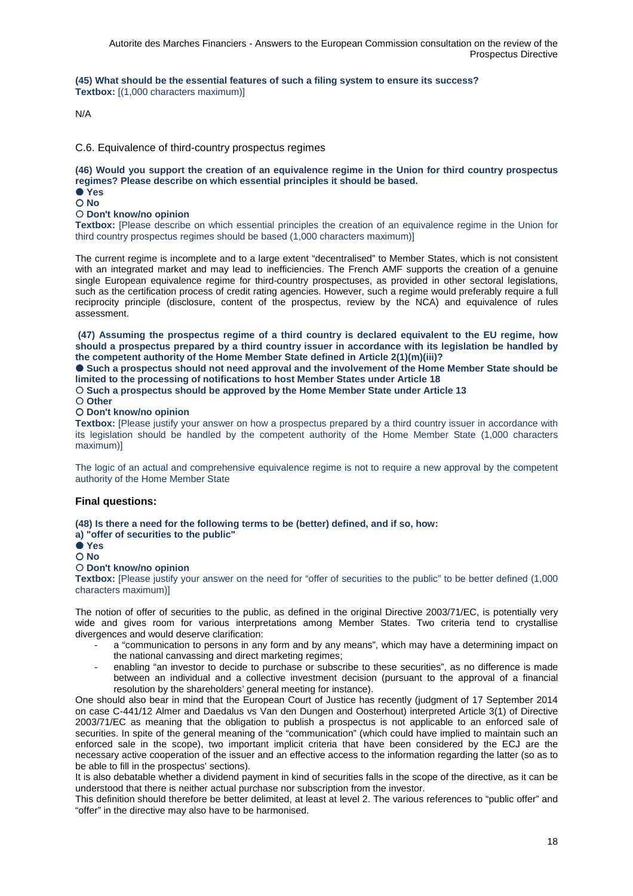**(45) What should be the essential features of such a filing system to ensure its success?**
**Textbox:** [(1,000 characters maximum)]

N/A

## C.6. Equivalence of third-country prospectus regimes

**(46) Would you support the creation of an equivalence regime in the Union for third country prospectus regimes? Please describe on which essential principles it should be based.**

● **Yes**
○ **No**
○ **Don't know/no opinion**

**Textbox:** [Please describe on which essential principles the creation of an equivalence regime in the Union for third country prospectus regimes should be based (1,000 characters maximum)]

The current regime is incomplete and to a large extent "decentralised" to Member States, which is not consistent with an integrated market and may lead to inefficiencies. The French AMF supports the creation of a genuine single European equivalence regime for third-country prospectuses, as provided in other sectoral legislations, such as the certification process of credit rating agencies. However, such a regime would preferably require a full reciprocity principle (disclosure, content of the prospectus, review by the NCA) and equivalence of rules assessment.

**(47) Assuming the prospectus regime of a third country is declared equivalent to the EU regime, how should a prospectus prepared by a third country issuer in accordance with its legislation be handled by the competent authority of the Home Member State defined in Article 2(1)(m)(iii)?**

● **Such a prospectus should not need approval and the involvement of the Home Member State should be limited to the processing of notifications to host Member States under Article 18**
○ **Such a prospectus should be approved by the Home Member State under Article 13**
○ **Other**
○ **Don't know/no opinion**

**Textbox:** [Please justify your answer on how a prospectus prepared by a third country issuer in accordance with its legislation should be handled by the competent authority of the Home Member State (1,000 characters maximum)]

The logic of an actual and comprehensive equivalence regime is not to require a new approval by the competent authority of the Home Member State

### Final questions:

**(48) Is there a need for the following terms to be (better) defined, and if so, how:**
**a) "offer of securities to the public"**

● **Yes**
○ **No**
○ **Don't know/no opinion**

**Textbox:** [Please justify your answer on the need for "offer of securities to the public" to be better defined (1,000 characters maximum)]

The notion of offer of securities to the public, as defined in the original Directive 2003/71/EC, is potentially very wide and gives room for various interpretations among Member States. Two criteria tend to crystallise divergences and would deserve clarification:

- a "communication to persons in any form and by any means", which may have a determining impact on the national canvassing and direct marketing regimes;
- enabling "an investor to decide to purchase or subscribe to these securities", as no difference is made between an individual and a collective investment decision (pursuant to the approval of a financial resolution by the shareholders' general meeting for instance).

One should also bear in mind that the European Court of Justice has recently (judgment of 17 September 2014 on case C-441/12 Almer and Daedalus vs Van den Dungen and Oosterhout) interpreted Article 3(1) of Directive 2003/71/EC as meaning that the obligation to publish a prospectus is not applicable to an enforced sale of securities. In spite of the general meaning of the "communication" (which could have implied to maintain such an enforced sale in the scope), two important implicit criteria that have been considered by the ECJ are the necessary active cooperation of the issuer and an effective access to the information regarding the latter (so as to be able to fill in the prospectus' sections).

It is also debatable whether a dividend payment in kind of securities falls in the scope of the directive, as it can be understood that there is neither actual purchase nor subscription from the investor.

This definition should therefore be better delimited, at least at level 2. The various references to "public offer" and "offer" in the directive may also have to be harmonised.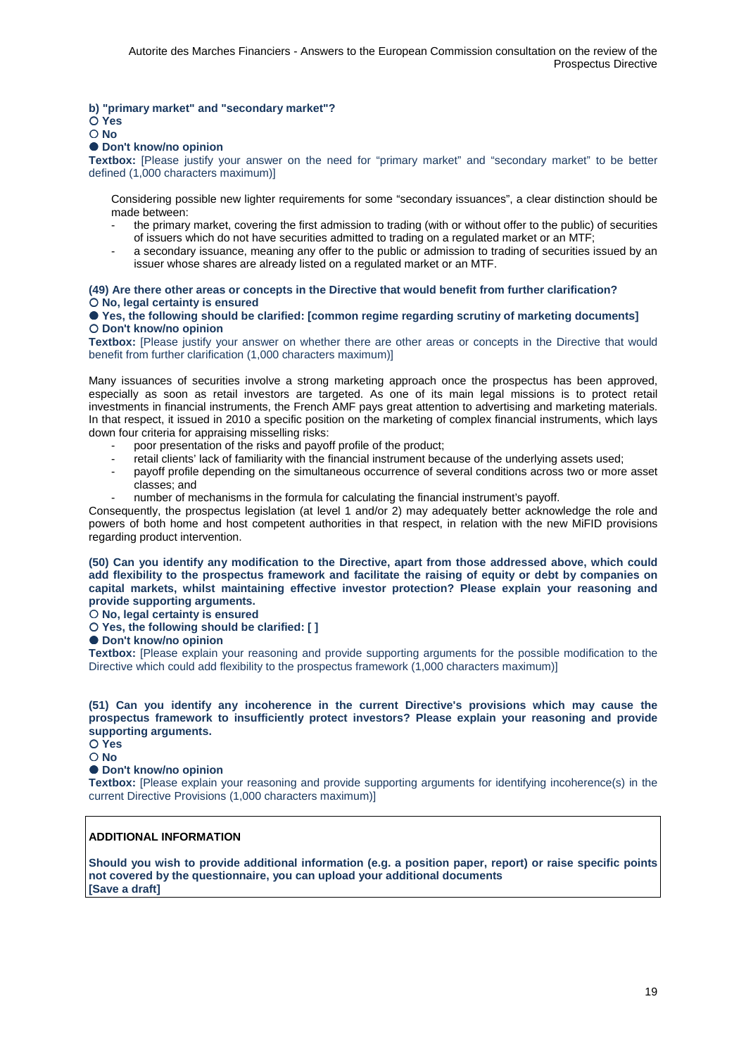**b) "primary market" and "secondary market"?**

○ **Yes**

○ **No**

● **Don't know/no opinion**

**Textbox:** [Please justify your answer on the need for "primary market" and "secondary market" to be better defined (1,000 characters maximum)]

Considering possible new lighter requirements for some "secondary issuances", a clear distinction should be made between:

- the primary market, covering the first admission to trading (with or without offer to the public) of securities of issuers which do not have securities admitted to trading on a regulated market or an MTF;
- a secondary issuance, meaning any offer to the public or admission to trading of securities issued by an issuer whose shares are already listed on a regulated market or an MTF.

**(49) Are there other areas or concepts in the Directive that would benefit from further clarification?**

○ **No, legal certainty is ensured**

● **Yes, the following should be clarified: [common regime regarding scrutiny of marketing documents]**

○ **Don't know/no opinion**

**Textbox:** [Please justify your answer on whether there are other areas or concepts in the Directive that would benefit from further clarification (1,000 characters maximum)]

Many issuances of securities involve a strong marketing approach once the prospectus has been approved, especially as soon as retail investors are targeted. As one of its main legal missions is to protect retail investments in financial instruments, the French AMF pays great attention to advertising and marketing materials. In that respect, it issued in 2010 a specific position on the marketing of complex financial instruments, which lays down four criteria for appraising misselling risks:

- poor presentation of the risks and payoff profile of the product;
- retail clients' lack of familiarity with the financial instrument because of the underlying assets used;
- payoff profile depending on the simultaneous occurrence of several conditions across two or more asset classes; and
- number of mechanisms in the formula for calculating the financial instrument's payoff.

Consequently, the prospectus legislation (at level 1 and/or 2) may adequately better acknowledge the role and powers of both home and host competent authorities in that respect, in relation with the new MiFID provisions regarding product intervention.

**(50) Can you identify any modification to the Directive, apart from those addressed above, which could add flexibility to the prospectus framework and facilitate the raising of equity or debt by companies on capital markets, whilst maintaining effective investor protection? Please explain your reasoning and provide supporting arguments.**

○ **No, legal certainty is ensured**

○ **Yes, the following should be clarified: [ ]**

● **Don't know/no opinion**

**Textbox:** [Please explain your reasoning and provide supporting arguments for the possible modification to the Directive which could add flexibility to the prospectus framework (1,000 characters maximum)]

**(51) Can you identify any incoherence in the current Directive's provisions which may cause the prospectus framework to insufficiently protect investors? Please explain your reasoning and provide supporting arguments.**

○ **Yes**

○ **No**

● **Don't know/no opinion**

**Textbox:** [Please explain your reasoning and provide supporting arguments for identifying incoherence(s) in the current Directive Provisions (1,000 characters maximum)]

**ADDITIONAL INFORMATION**

**Should you wish to provide additional information (e.g. a position paper, report) or raise specific points not covered by the questionnaire, you can upload your additional documents**

**[Save a draft]**